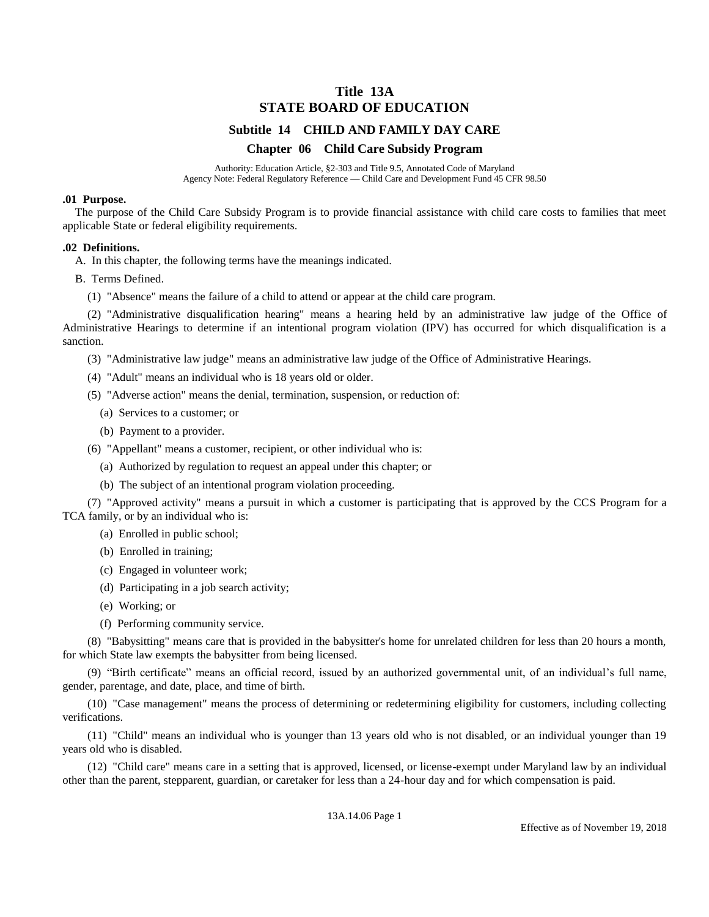# Title 13A
# STATE BOARD OF EDUCATION

## Subtitle 14 CHILD AND FAMILY DAY CARE

## Chapter 06 Child Care Subsidy Program

Authority: Education Article, §2-303 and Title 9.5, Annotated Code of Maryland
Agency Note: Federal Regulatory Reference — Child Care and Development Fund 45 CFR 98.50

### .01 Purpose.

The purpose of the Child Care Subsidy Program is to provide financial assistance with child care costs to families that meet applicable State or federal eligibility requirements.

### .02 Definitions.

A. In this chapter, the following terms have the meanings indicated.

B. Terms Defined.

(1) "Absence" means the failure of a child to attend or appear at the child care program.

(2) "Administrative disqualification hearing" means a hearing held by an administrative law judge of the Office of Administrative Hearings to determine if an intentional program violation (IPV) has occurred for which disqualification is a sanction.

(3) "Administrative law judge" means an administrative law judge of the Office of Administrative Hearings.

(4) "Adult" means an individual who is 18 years old or older.

(5) "Adverse action" means the denial, termination, suspension, or reduction of:

(a) Services to a customer; or

(b) Payment to a provider.

(6) "Appellant" means a customer, recipient, or other individual who is:

(a) Authorized by regulation to request an appeal under this chapter; or

(b) The subject of an intentional program violation proceeding.

(7) "Approved activity" means a pursuit in which a customer is participating that is approved by the CCS Program for a TCA family, or by an individual who is:

(a) Enrolled in public school;

(b) Enrolled in training;

(c) Engaged in volunteer work;

(d) Participating in a job search activity;

(e) Working; or

(f) Performing community service.

(8) "Babysitting" means care that is provided in the babysitter's home for unrelated children for less than 20 hours a month, for which State law exempts the babysitter from being licensed.

(9) "Birth certificate" means an official record, issued by an authorized governmental unit, of an individual's full name, gender, parentage, and date, place, and time of birth.

(10) "Case management" means the process of determining or redetermining eligibility for customers, including collecting verifications.

(11) "Child" means an individual who is younger than 13 years old who is not disabled, or an individual younger than 19 years old who is disabled.

(12) "Child care" means care in a setting that is approved, licensed, or license-exempt under Maryland law by an individual other than the parent, stepparent, guardian, or caretaker for less than a 24-hour day and for which compensation is paid.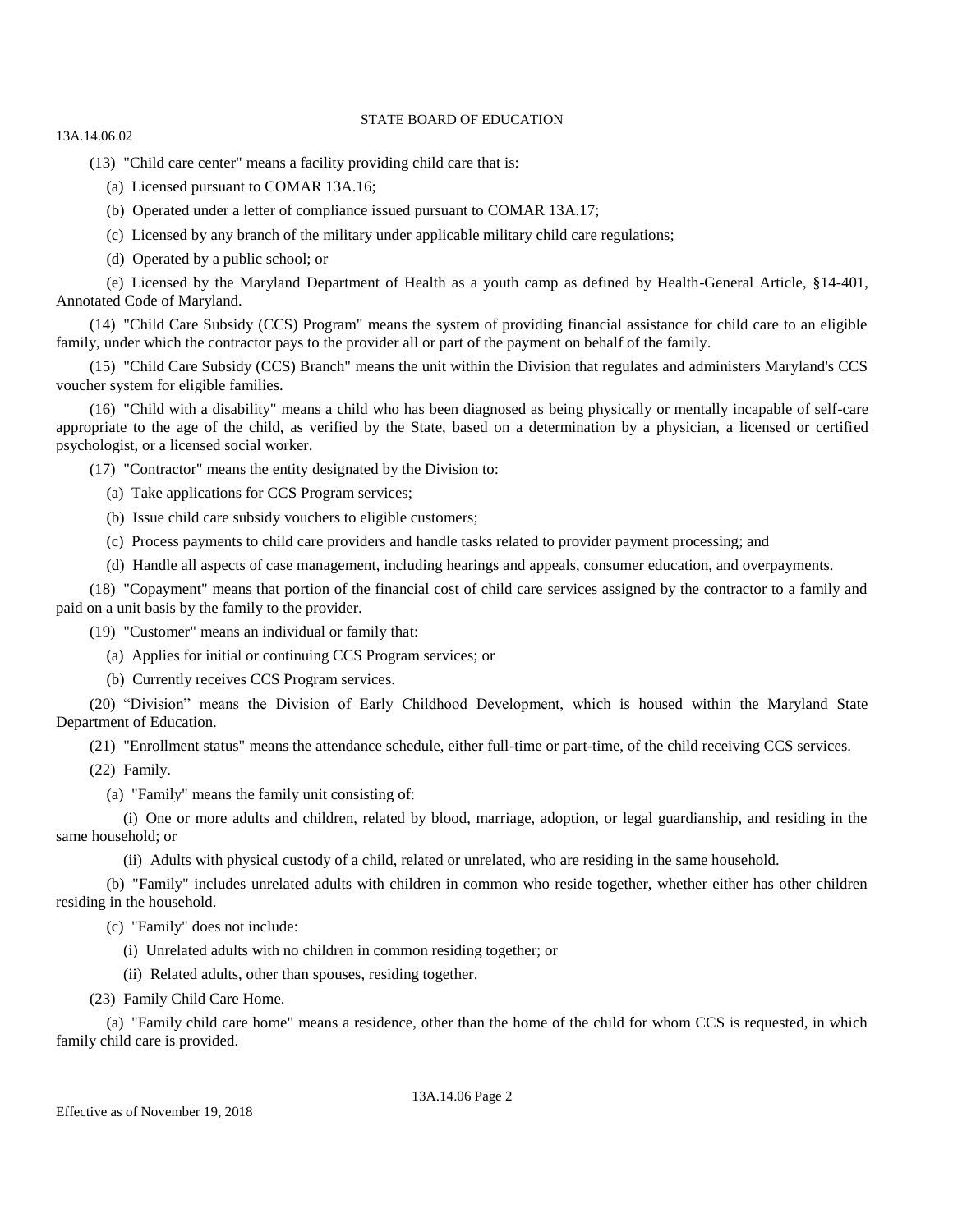(13) "Child care center" means a facility providing child care that is:

(a) Licensed pursuant to COMAR 13A.16;

(b) Operated under a letter of compliance issued pursuant to COMAR 13A.17;

(c) Licensed by any branch of the military under applicable military child care regulations;

(d) Operated by a public school; or

(e) Licensed by the Maryland Department of Health as a youth camp as defined by Health-General Article, §14-401, Annotated Code of Maryland.

(14) "Child Care Subsidy (CCS) Program" means the system of providing financial assistance for child care to an eligible family, under which the contractor pays to the provider all or part of the payment on behalf of the family.

(15) "Child Care Subsidy (CCS) Branch" means the unit within the Division that regulates and administers Maryland's CCS voucher system for eligible families.

(16) "Child with a disability" means a child who has been diagnosed as being physically or mentally incapable of self-care appropriate to the age of the child, as verified by the State, based on a determination by a physician, a licensed or certified psychologist, or a licensed social worker.

(17) "Contractor" means the entity designated by the Division to:

(a) Take applications for CCS Program services;

(b) Issue child care subsidy vouchers to eligible customers;

(c) Process payments to child care providers and handle tasks related to provider payment processing; and

(d) Handle all aspects of case management, including hearings and appeals, consumer education, and overpayments.

(18) "Copayment" means that portion of the financial cost of child care services assigned by the contractor to a family and paid on a unit basis by the family to the provider.

(19) "Customer" means an individual or family that:

(a) Applies for initial or continuing CCS Program services; or

(b) Currently receives CCS Program services.

(20) "Division" means the Division of Early Childhood Development, which is housed within the Maryland State Department of Education.

(21) "Enrollment status" means the attendance schedule, either full-time or part-time, of the child receiving CCS services.

(22) Family.

(a) "Family" means the family unit consisting of:

(i) One or more adults and children, related by blood, marriage, adoption, or legal guardianship, and residing in the same household; or

(ii) Adults with physical custody of a child, related or unrelated, who are residing in the same household.

(b) "Family" includes unrelated adults with children in common who reside together, whether either has other children residing in the household.

(c) "Family" does not include:

(i) Unrelated adults with no children in common residing together; or

(ii) Related adults, other than spouses, residing together.

(23) Family Child Care Home.

(a) "Family child care home" means a residence, other than the home of the child for whom CCS is requested, in which family child care is provided.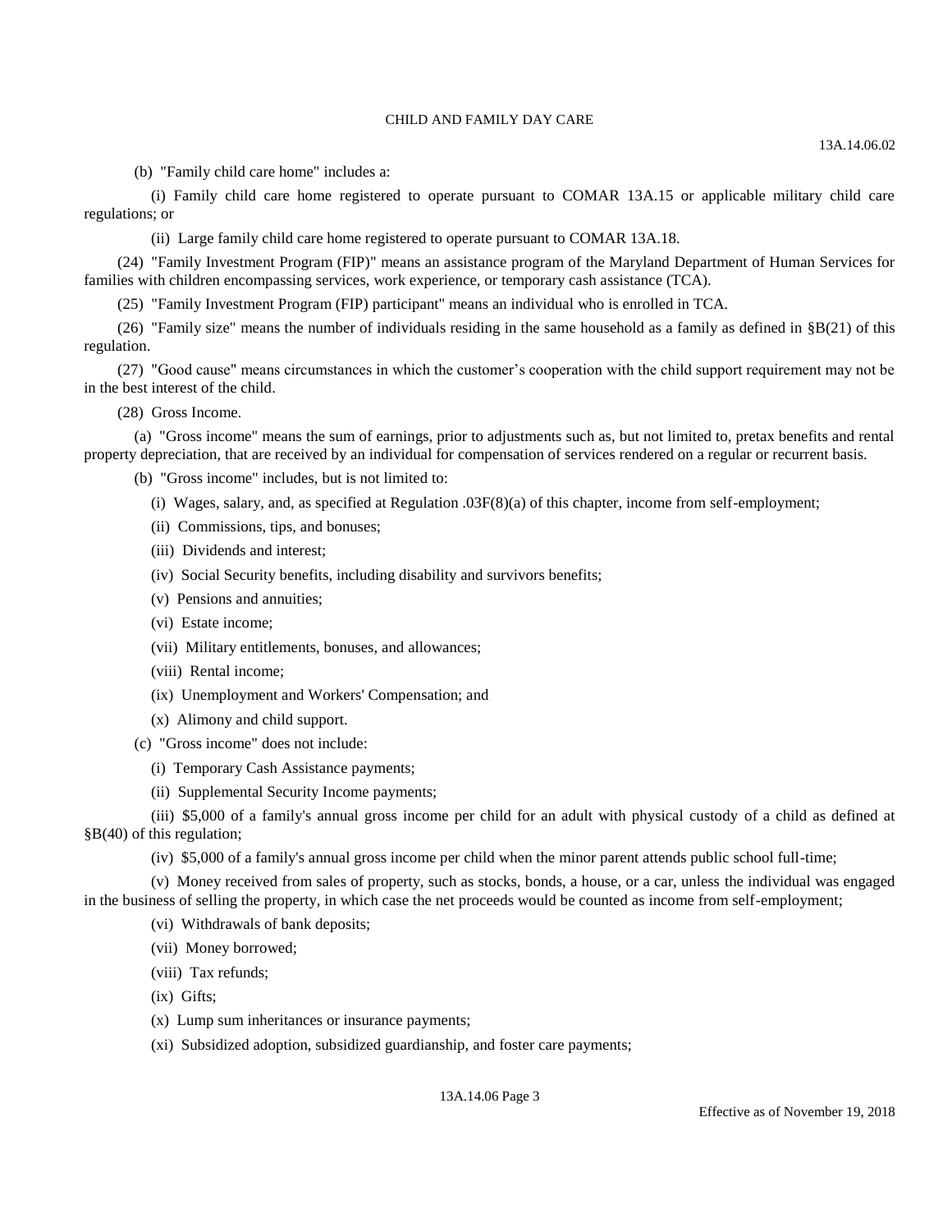(b) "Family child care home" includes a:

(i) Family child care home registered to operate pursuant to COMAR 13A.15 or applicable military child care regulations; or

(ii) Large family child care home registered to operate pursuant to COMAR 13A.18.

(24) "Family Investment Program (FIP)" means an assistance program of the Maryland Department of Human Services for families with children encompassing services, work experience, or temporary cash assistance (TCA).

(25) "Family Investment Program (FIP) participant" means an individual who is enrolled in TCA.

(26) "Family size" means the number of individuals residing in the same household as a family as defined in §B(21) of this regulation.

(27) "Good cause" means circumstances in which the customer's cooperation with the child support requirement may not be in the best interest of the child.

(28) Gross Income.

(a) "Gross income" means the sum of earnings, prior to adjustments such as, but not limited to, pretax benefits and rental property depreciation, that are received by an individual for compensation of services rendered on a regular or recurrent basis.

(b) "Gross income" includes, but is not limited to:

(i) Wages, salary, and, as specified at Regulation .03F(8)(a) of this chapter, income from self-employment;

(ii) Commissions, tips, and bonuses;

(iii) Dividends and interest;

(iv) Social Security benefits, including disability and survivors benefits;

(v) Pensions and annuities;

(vi) Estate income;

(vii) Military entitlements, bonuses, and allowances;

(viii) Rental income;

(ix) Unemployment and Workers' Compensation; and

(x) Alimony and child support.

(c) "Gross income" does not include:

(i) Temporary Cash Assistance payments;

(ii) Supplemental Security Income payments;

(iii) $5,000 of a family's annual gross income per child for an adult with physical custody of a child as defined at §B(40) of this regulation;

(iv) $5,000 of a family's annual gross income per child when the minor parent attends public school full-time;

(v) Money received from sales of property, such as stocks, bonds, a house, or a car, unless the individual was engaged in the business of selling the property, in which case the net proceeds would be counted as income from self-employment;

(vi) Withdrawals of bank deposits;

(vii) Money borrowed;

(viii) Tax refunds;

(ix) Gifts;

(x) Lump sum inheritances or insurance payments;

(xi) Subsidized adoption, subsidized guardianship, and foster care payments;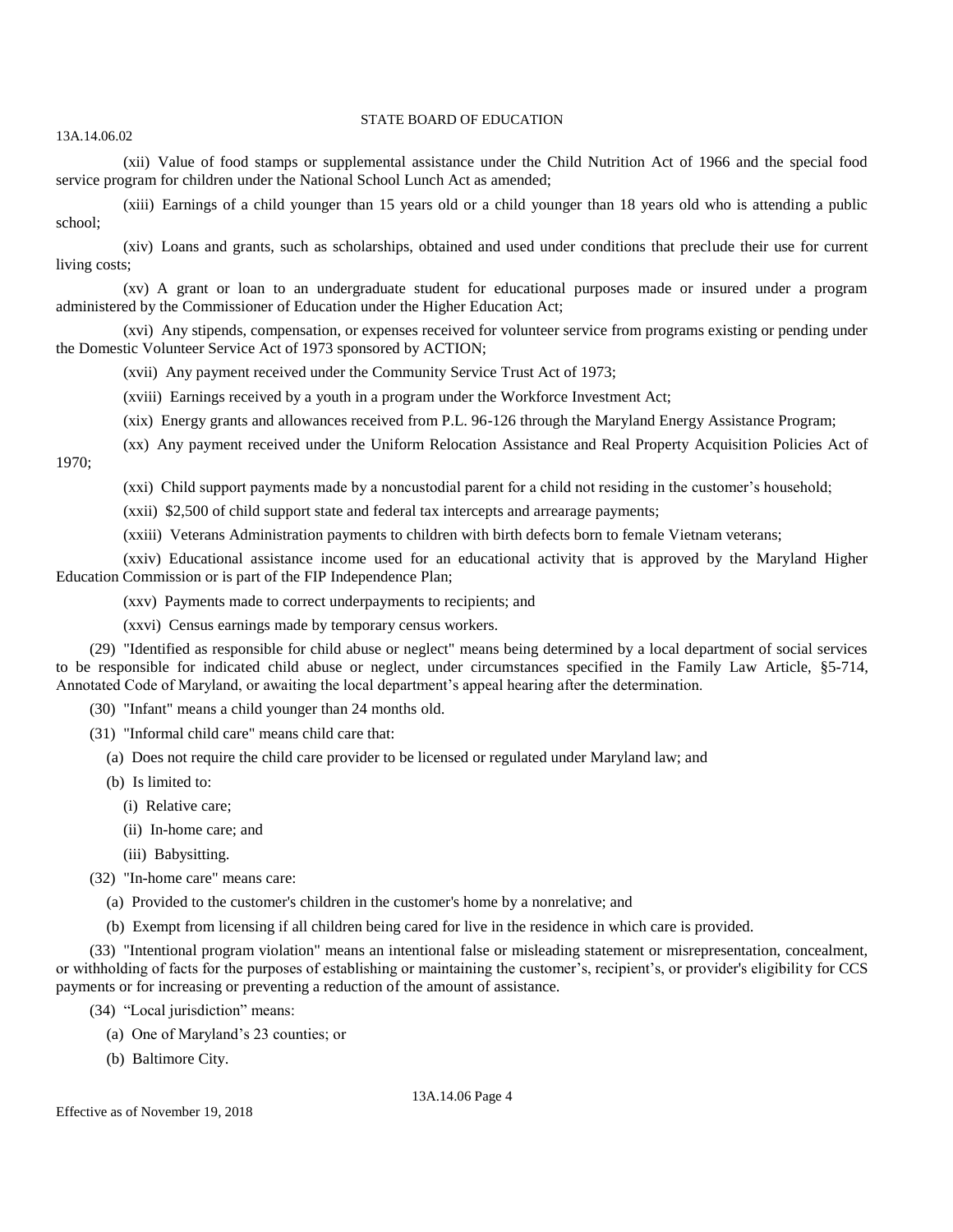(xii) Value of food stamps or supplemental assistance under the Child Nutrition Act of 1966 and the special food service program for children under the National School Lunch Act as amended;

(xiii) Earnings of a child younger than 15 years old or a child younger than 18 years old who is attending a public school;

(xiv) Loans and grants, such as scholarships, obtained and used under conditions that preclude their use for current living costs;

(xv) A grant or loan to an undergraduate student for educational purposes made or insured under a program administered by the Commissioner of Education under the Higher Education Act;

(xvi) Any stipends, compensation, or expenses received for volunteer service from programs existing or pending under the Domestic Volunteer Service Act of 1973 sponsored by ACTION;

(xvii) Any payment received under the Community Service Trust Act of 1973;

(xviii) Earnings received by a youth in a program under the Workforce Investment Act;

(xix) Energy grants and allowances received from P.L. 96-126 through the Maryland Energy Assistance Program;

(xx) Any payment received under the Uniform Relocation Assistance and Real Property Acquisition Policies Act of 1970;

(xxi) Child support payments made by a noncustodial parent for a child not residing in the customer's household;

(xxii) $2,500 of child support state and federal tax intercepts and arrearage payments;

(xxiii) Veterans Administration payments to children with birth defects born to female Vietnam veterans;

(xxiv) Educational assistance income used for an educational activity that is approved by the Maryland Higher Education Commission or is part of the FIP Independence Plan;

(xxv) Payments made to correct underpayments to recipients; and

(xxvi) Census earnings made by temporary census workers.

(29) "Identified as responsible for child abuse or neglect" means being determined by a local department of social services to be responsible for indicated child abuse or neglect, under circumstances specified in the Family Law Article, §5-714, Annotated Code of Maryland, or awaiting the local department's appeal hearing after the determination.

(30) "Infant" means a child younger than 24 months old.

(31) "Informal child care" means child care that:

(a) Does not require the child care provider to be licensed or regulated under Maryland law; and

(b) Is limited to:

(i) Relative care;

(ii) In-home care; and

(iii) Babysitting.

(32) "In-home care" means care:

(a) Provided to the customer's children in the customer's home by a nonrelative; and

(b) Exempt from licensing if all children being cared for live in the residence in which care is provided.

(33) "Intentional program violation" means an intentional false or misleading statement or misrepresentation, concealment, or withholding of facts for the purposes of establishing or maintaining the customer's, recipient's, or provider's eligibility for CCS payments or for increasing or preventing a reduction of the amount of assistance.

(34) "Local jurisdiction" means:

(a) One of Maryland's 23 counties; or

(b) Baltimore City.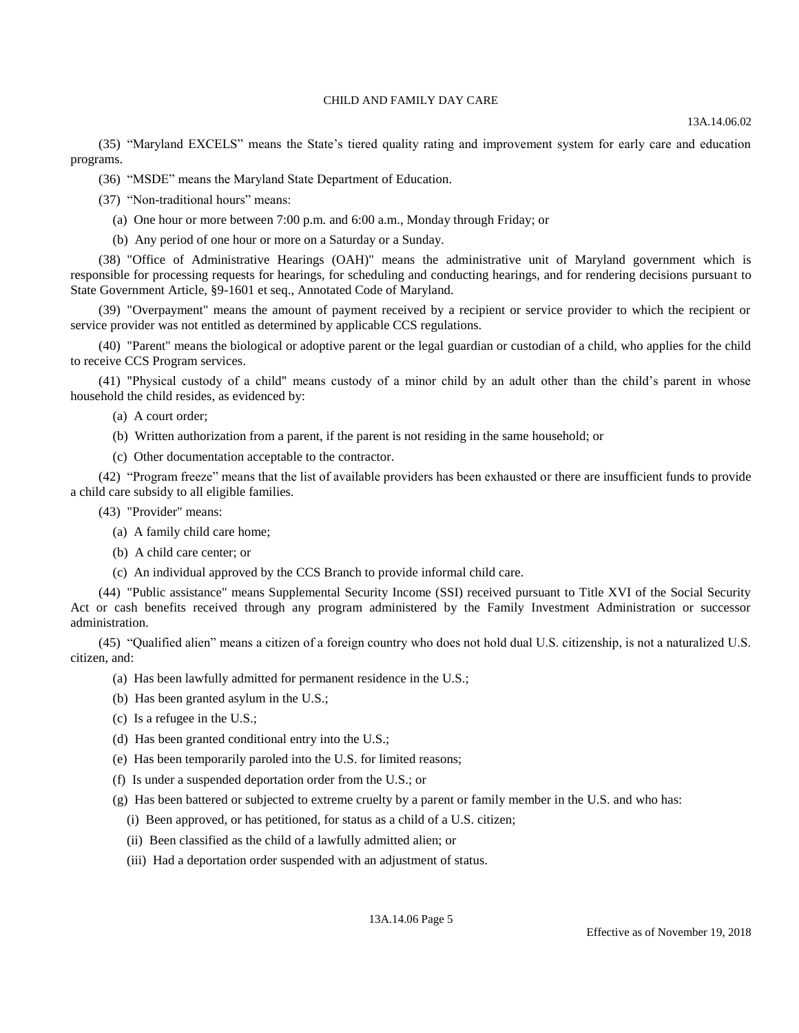(35) "Maryland EXCELS" means the State's tiered quality rating and improvement system for early care and education programs.

(36) "MSDE" means the Maryland State Department of Education.

(37) "Non-traditional hours" means:

(a) One hour or more between 7:00 p.m. and 6:00 a.m., Monday through Friday; or

(b) Any period of one hour or more on a Saturday or a Sunday.

(38) "Office of Administrative Hearings (OAH)" means the administrative unit of Maryland government which is responsible for processing requests for hearings, for scheduling and conducting hearings, and for rendering decisions pursuant to State Government Article, §9-1601 et seq., Annotated Code of Maryland.

(39) "Overpayment" means the amount of payment received by a recipient or service provider to which the recipient or service provider was not entitled as determined by applicable CCS regulations.

(40) "Parent" means the biological or adoptive parent or the legal guardian or custodian of a child, who applies for the child to receive CCS Program services.

(41) "Physical custody of a child" means custody of a minor child by an adult other than the child's parent in whose household the child resides, as evidenced by:

(a) A court order;

(b) Written authorization from a parent, if the parent is not residing in the same household; or

(c) Other documentation acceptable to the contractor.

(42) "Program freeze" means that the list of available providers has been exhausted or there are insufficient funds to provide a child care subsidy to all eligible families.

(43) "Provider" means:

(a) A family child care home;

(b) A child care center; or

(c) An individual approved by the CCS Branch to provide informal child care.

(44) "Public assistance" means Supplemental Security Income (SSI) received pursuant to Title XVI of the Social Security Act or cash benefits received through any program administered by the Family Investment Administration or successor administration.

(45) "Qualified alien" means a citizen of a foreign country who does not hold dual U.S. citizenship, is not a naturalized U.S. citizen, and:

(a) Has been lawfully admitted for permanent residence in the U.S.;

(b) Has been granted asylum in the U.S.;

(c) Is a refugee in the U.S.;

(d) Has been granted conditional entry into the U.S.;

(e) Has been temporarily paroled into the U.S. for limited reasons;

(f) Is under a suspended deportation order from the U.S.; or

(g) Has been battered or subjected to extreme cruelty by a parent or family member in the U.S. and who has:

(i) Been approved, or has petitioned, for status as a child of a U.S. citizen;

(ii) Been classified as the child of a lawfully admitted alien; or

(iii) Had a deportation order suspended with an adjustment of status.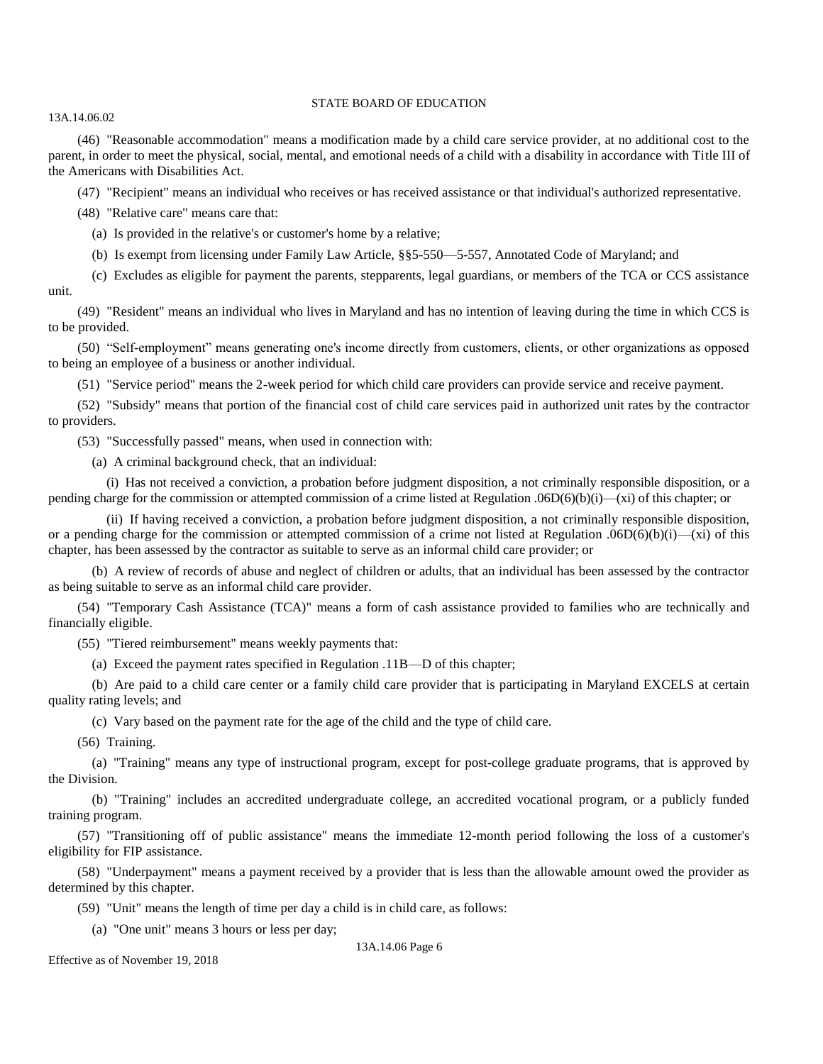(46) "Reasonable accommodation" means a modification made by a child care service provider, at no additional cost to the parent, in order to meet the physical, social, mental, and emotional needs of a child with a disability in accordance with Title III of the Americans with Disabilities Act.

(47) "Recipient" means an individual who receives or has received assistance or that individual's authorized representative.

(48) "Relative care" means care that:

(a) Is provided in the relative's or customer's home by a relative;

(b) Is exempt from licensing under Family Law Article, §§5-550—5-557, Annotated Code of Maryland; and

(c) Excludes as eligible for payment the parents, stepparents, legal guardians, or members of the TCA or CCS assistance unit.

(49) "Resident" means an individual who lives in Maryland and has no intention of leaving during the time in which CCS is to be provided.

(50) "Self-employment" means generating one's income directly from customers, clients, or other organizations as opposed to being an employee of a business or another individual.

(51) "Service period" means the 2-week period for which child care providers can provide service and receive payment.

(52) "Subsidy" means that portion of the financial cost of child care services paid in authorized unit rates by the contractor to providers.

(53) "Successfully passed" means, when used in connection with:

(a) A criminal background check, that an individual:

(i) Has not received a conviction, a probation before judgment disposition, a not criminally responsible disposition, or a pending charge for the commission or attempted commission of a crime listed at Regulation .06D(6)(b)(i)—(xi) of this chapter; or

(ii) If having received a conviction, a probation before judgment disposition, a not criminally responsible disposition, or a pending charge for the commission or attempted commission of a crime not listed at Regulation .06D(6)(b)(i)—(xi) of this chapter, has been assessed by the contractor as suitable to serve as an informal child care provider; or

(b) A review of records of abuse and neglect of children or adults, that an individual has been assessed by the contractor as being suitable to serve as an informal child care provider.

(54) "Temporary Cash Assistance (TCA)" means a form of cash assistance provided to families who are technically and financially eligible.

(55) "Tiered reimbursement" means weekly payments that:

(a) Exceed the payment rates specified in Regulation .11B—D of this chapter;

(b) Are paid to a child care center or a family child care provider that is participating in Maryland EXCELS at certain quality rating levels; and

(c) Vary based on the payment rate for the age of the child and the type of child care.

(56) Training.

(a) "Training" means any type of instructional program, except for post-college graduate programs, that is approved by the Division.

(b) "Training" includes an accredited undergraduate college, an accredited vocational program, or a publicly funded training program.

(57) "Transitioning off of public assistance" means the immediate 12-month period following the loss of a customer's eligibility for FIP assistance.

(58) "Underpayment" means a payment received by a provider that is less than the allowable amount owed the provider as determined by this chapter.

(59) "Unit" means the length of time per day a child is in child care, as follows:

(a) "One unit" means 3 hours or less per day;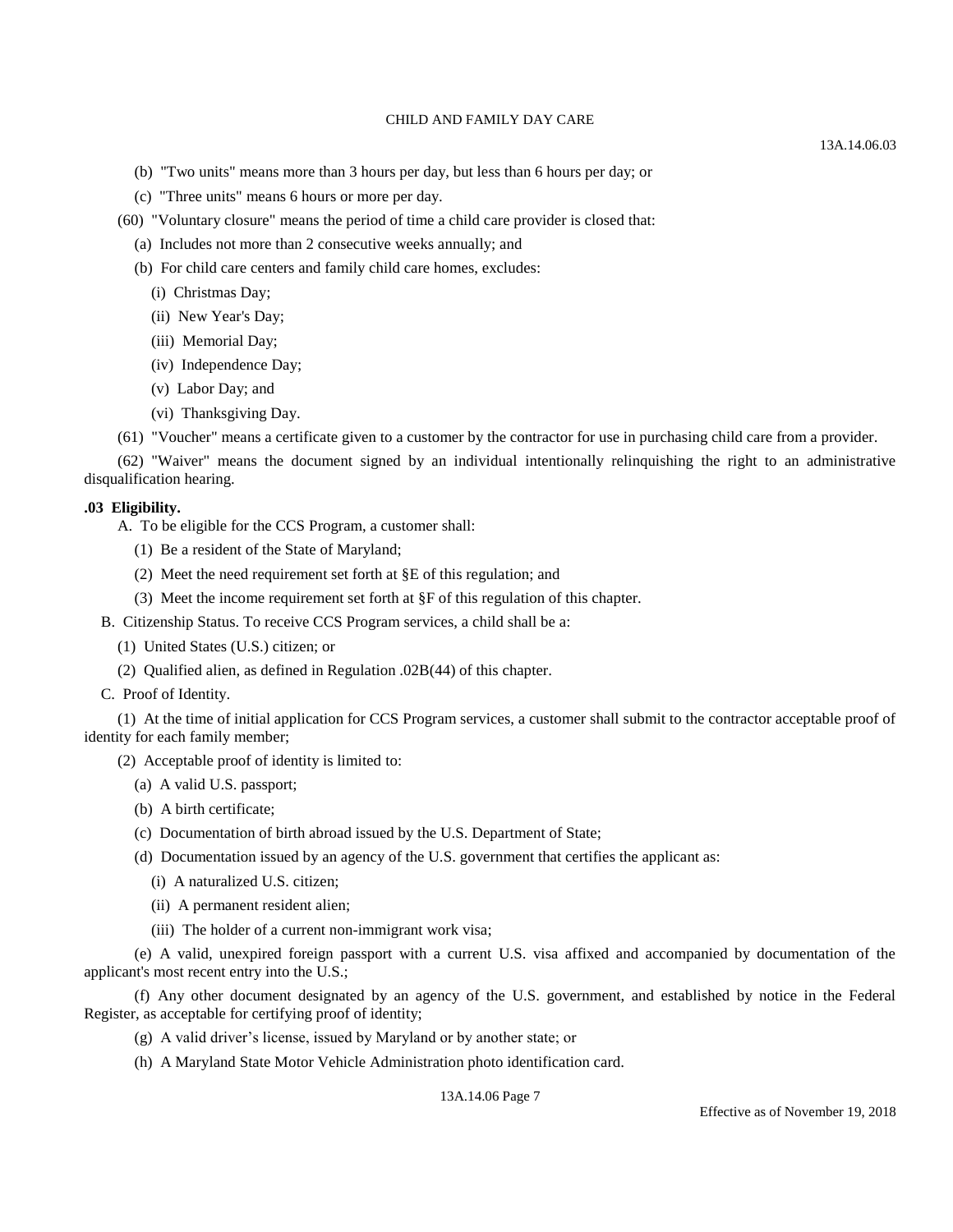(b) "Two units" means more than 3 hours per day, but less than 6 hours per day; or

(c) "Three units" means 6 hours or more per day.

(60) "Voluntary closure" means the period of time a child care provider is closed that:

(a) Includes not more than 2 consecutive weeks annually; and

(b) For child care centers and family child care homes, excludes:

(i) Christmas Day;

(ii) New Year's Day;

(iii) Memorial Day;

(iv) Independence Day;

(v) Labor Day; and

(vi) Thanksgiving Day.

(61) "Voucher" means a certificate given to a customer by the contractor for use in purchasing child care from a provider.

(62) "Waiver" means the document signed by an individual intentionally relinquishing the right to an administrative disqualification hearing.

**.03 Eligibility.**

A. To be eligible for the CCS Program, a customer shall:

(1) Be a resident of the State of Maryland;

(2) Meet the need requirement set forth at §E of this regulation; and

(3) Meet the income requirement set forth at §F of this regulation of this chapter.

B. Citizenship Status. To receive CCS Program services, a child shall be a:

(1) United States (U.S.) citizen; or

(2) Qualified alien, as defined in Regulation .02B(44) of this chapter.

C. Proof of Identity.

(1) At the time of initial application for CCS Program services, a customer shall submit to the contractor acceptable proof of identity for each family member;

(2) Acceptable proof of identity is limited to:

(a) A valid U.S. passport;

(b) A birth certificate;

(c) Documentation of birth abroad issued by the U.S. Department of State;

(d) Documentation issued by an agency of the U.S. government that certifies the applicant as:

(i) A naturalized U.S. citizen;

(ii) A permanent resident alien;

(iii) The holder of a current non-immigrant work visa;

(e) A valid, unexpired foreign passport with a current U.S. visa affixed and accompanied by documentation of the applicant's most recent entry into the U.S.;

(f) Any other document designated by an agency of the U.S. government, and established by notice in the Federal Register, as acceptable for certifying proof of identity;

(g) A valid driver's license, issued by Maryland or by another state; or

(h) A Maryland State Motor Vehicle Administration photo identification card.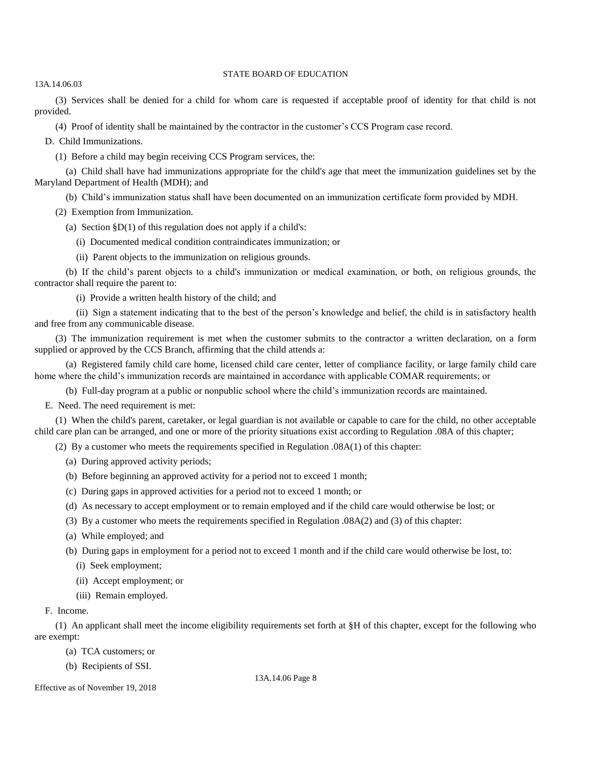(3) Services shall be denied for a child for whom care is requested if acceptable proof of identity for that child is not provided.

(4) Proof of identity shall be maintained by the contractor in the customer's CCS Program case record.

D. Child Immunizations.

(1) Before a child may begin receiving CCS Program services, the:

(a) Child shall have had immunizations appropriate for the child's age that meet the immunization guidelines set by the Maryland Department of Health (MDH); and

(b) Child's immunization status shall have been documented on an immunization certificate form provided by MDH.

(2) Exemption from Immunization.

(a) Section §D(1) of this regulation does not apply if a child's:

(i) Documented medical condition contraindicates immunization; or

(ii) Parent objects to the immunization on religious grounds.

(b) If the child's parent objects to a child's immunization or medical examination, or both, on religious grounds, the contractor shall require the parent to:

(i) Provide a written health history of the child; and

(ii) Sign a statement indicating that to the best of the person's knowledge and belief, the child is in satisfactory health and free from any communicable disease.

(3) The immunization requirement is met when the customer submits to the contractor a written declaration, on a form supplied or approved by the CCS Branch, affirming that the child attends a:

(a) Registered family child care home, licensed child care center, letter of compliance facility, or large family child care home where the child's immunization records are maintained in accordance with applicable COMAR requirements; or

(b) Full-day program at a public or nonpublic school where the child's immunization records are maintained.

E. Need. The need requirement is met:

(1) When the child's parent, caretaker, or legal guardian is not available or capable to care for the child, no other acceptable child care plan can be arranged, and one or more of the priority situations exist according to Regulation .08A of this chapter;

(2) By a customer who meets the requirements specified in Regulation .08A(1) of this chapter:

(a) During approved activity periods;

(b) Before beginning an approved activity for a period not to exceed 1 month;

(c) During gaps in approved activities for a period not to exceed 1 month; or

(d) As necessary to accept employment or to remain employed and if the child care would otherwise be lost; or

(3) By a customer who meets the requirements specified in Regulation .08A(2) and (3) of this chapter:

(a) While employed; and

(b) During gaps in employment for a period not to exceed 1 month and if the child care would otherwise be lost, to:

(i) Seek employment;

(ii) Accept employment; or

(iii) Remain employed.

F. Income.

(1) An applicant shall meet the income eligibility requirements set forth at §H of this chapter, except for the following who are exempt:

(a) TCA customers; or

(b) Recipients of SSI.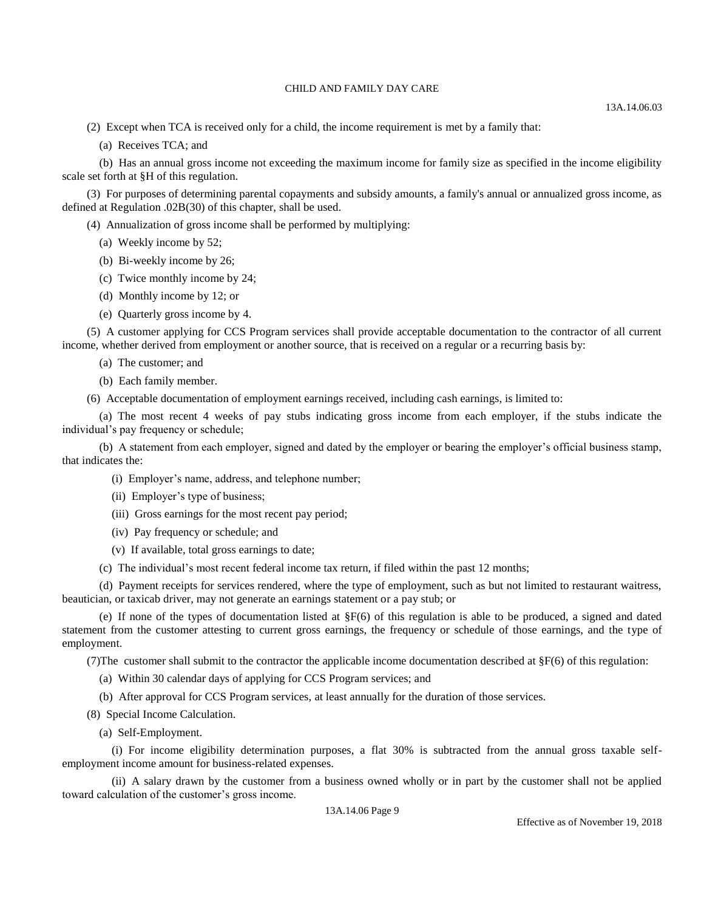(2) Except when TCA is received only for a child, the income requirement is met by a family that:

(a) Receives TCA; and

(b) Has an annual gross income not exceeding the maximum income for family size as specified in the income eligibility scale set forth at §H of this regulation.

(3) For purposes of determining parental copayments and subsidy amounts, a family's annual or annualized gross income, as defined at Regulation .02B(30) of this chapter, shall be used.

(4) Annualization of gross income shall be performed by multiplying:

(a) Weekly income by 52;

(b) Bi-weekly income by 26;

(c) Twice monthly income by 24;

(d) Monthly income by 12; or

(e) Quarterly gross income by 4.

(5) A customer applying for CCS Program services shall provide acceptable documentation to the contractor of all current income, whether derived from employment or another source, that is received on a regular or a recurring basis by:

(a) The customer; and

(b) Each family member.

(6) Acceptable documentation of employment earnings received, including cash earnings, is limited to:

(a) The most recent 4 weeks of pay stubs indicating gross income from each employer, if the stubs indicate the individual's pay frequency or schedule;

(b) A statement from each employer, signed and dated by the employer or bearing the employer's official business stamp, that indicates the:

(i) Employer's name, address, and telephone number;

(ii) Employer's type of business;

(iii) Gross earnings for the most recent pay period;

(iv) Pay frequency or schedule; and

(v) If available, total gross earnings to date;

(c) The individual's most recent federal income tax return, if filed within the past 12 months;

(d) Payment receipts for services rendered, where the type of employment, such as but not limited to restaurant waitress, beautician, or taxicab driver, may not generate an earnings statement or a pay stub; or

(e) If none of the types of documentation listed at §F(6) of this regulation is able to be produced, a signed and dated statement from the customer attesting to current gross earnings, the frequency or schedule of those earnings, and the type of employment.

(7)The customer shall submit to the contractor the applicable income documentation described at §F(6) of this regulation:

(a) Within 30 calendar days of applying for CCS Program services; and

(b) After approval for CCS Program services, at least annually for the duration of those services.

(8) Special Income Calculation.

(a) Self-Employment.

(i) For income eligibility determination purposes, a flat 30% is subtracted from the annual gross taxable self-employment income amount for business-related expenses.

(ii) A salary drawn by the customer from a business owned wholly or in part by the customer shall not be applied toward calculation of the customer's gross income.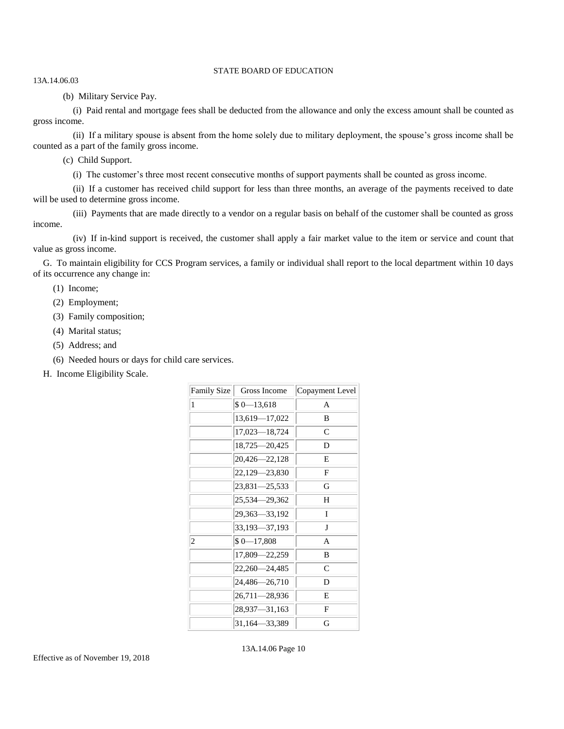(b) Military Service Pay.

(i) Paid rental and mortgage fees shall be deducted from the allowance and only the excess amount shall be counted as gross income.

(ii) If a military spouse is absent from the home solely due to military deployment, the spouse's gross income shall be counted as a part of the family gross income.

(c) Child Support.

(i) The customer's three most recent consecutive months of support payments shall be counted as gross income.

(ii) If a customer has received child support for less than three months, an average of the payments received to date will be used to determine gross income.

(iii) Payments that are made directly to a vendor on a regular basis on behalf of the customer shall be counted as gross income.

(iv) If in-kind support is received, the customer shall apply a fair market value to the item or service and count that value as gross income.

G. To maintain eligibility for CCS Program services, a family or individual shall report to the local department within 10 days of its occurrence any change in:

(1) Income;

(2) Employment;

(3) Family composition;

(4) Marital status;

(5) Address; and

(6) Needed hours or days for child care services.

H. Income Eligibility Scale.

| Family Size | Gross Income | Copayment Level |
|---|---|---|
| 1 | $ 0—13,618 | A |
| | 13,619—17,022 | B |
| | 17,023—18,724 | C |
| | 18,725—20,425 | D |
| | 20,426—22,128 | E |
| | 22,129—23,830 | F |
| | 23,831—25,533 | G |
| | 25,534—29,362 | H |
| | 29,363—33,192 | I |
| | 33,193—37,193 | J |
| 2 | $ 0—17,808 | A |
| | 17,809—22,259 | B |
| | 22,260—24,485 | C |
| | 24,486—26,710 | D |
| | 26,711—28,936 | E |
| | 28,937—31,163 | F |
| | 31,164—33,389 | G |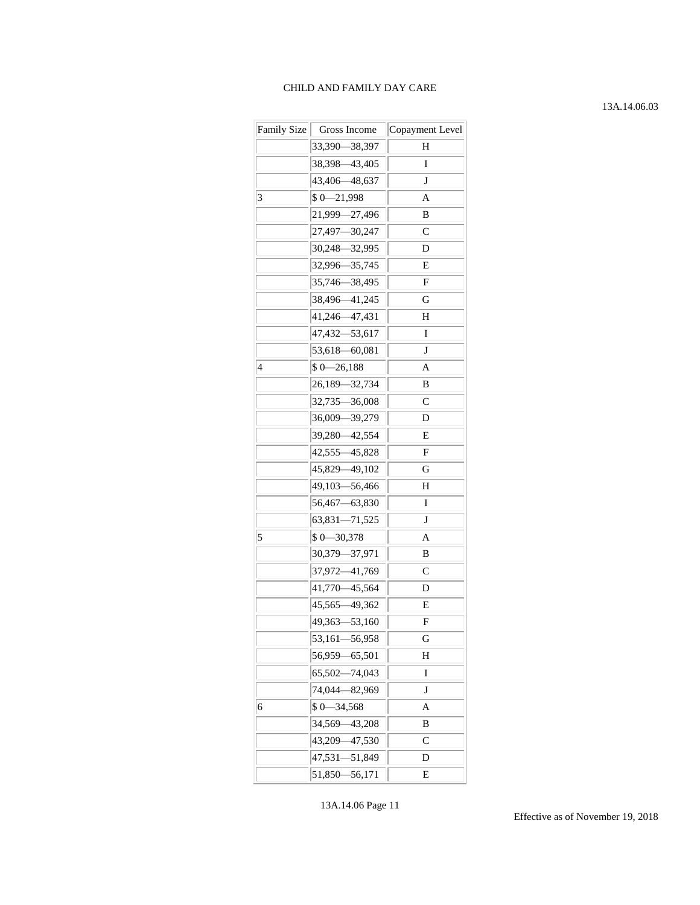| Family Size | Gross Income | Copayment Level |
| --- | --- | --- |
| | 33,390—38,397 | H |
| | 38,398—43,405 | I |
| | 43,406—48,637 | J |
| 3 | $ 0—21,998 | A |
| | 21,999—27,496 | B |
| | 27,497—30,247 | C |
| | 30,248—32,995 | D |
| | 32,996—35,745 | E |
| | 35,746—38,495 | F |
| | 38,496—41,245 | G |
| | 41,246—47,431 | H |
| | 47,432—53,617 | I |
| | 53,618—60,081 | J |
| 4 | $ 0—26,188 | A |
| | 26,189—32,734 | B |
| | 32,735—36,008 | C |
| | 36,009—39,279 | D |
| | 39,280—42,554 | E |
| | 42,555—45,828 | F |
| | 45,829—49,102 | G |
| | 49,103—56,466 | H |
| | 56,467—63,830 | I |
| | 63,831—71,525 | J |
| 5 | $ 0—30,378 | A |
| | 30,379—37,971 | B |
| | 37,972—41,769 | C |
| | 41,770—45,564 | D |
| | 45,565—49,362 | E |
| | 49,363—53,160 | F |
| | 53,161—56,958 | G |
| | 56,959—65,501 | H |
| | 65,502—74,043 | I |
| | 74,044—82,969 | J |
| 6 | $ 0—34,568 | A |
| | 34,569—43,208 | B |
| | 43,209—47,530 | C |
| | 47,531—51,849 | D |
| | 51,850—56,171 | E |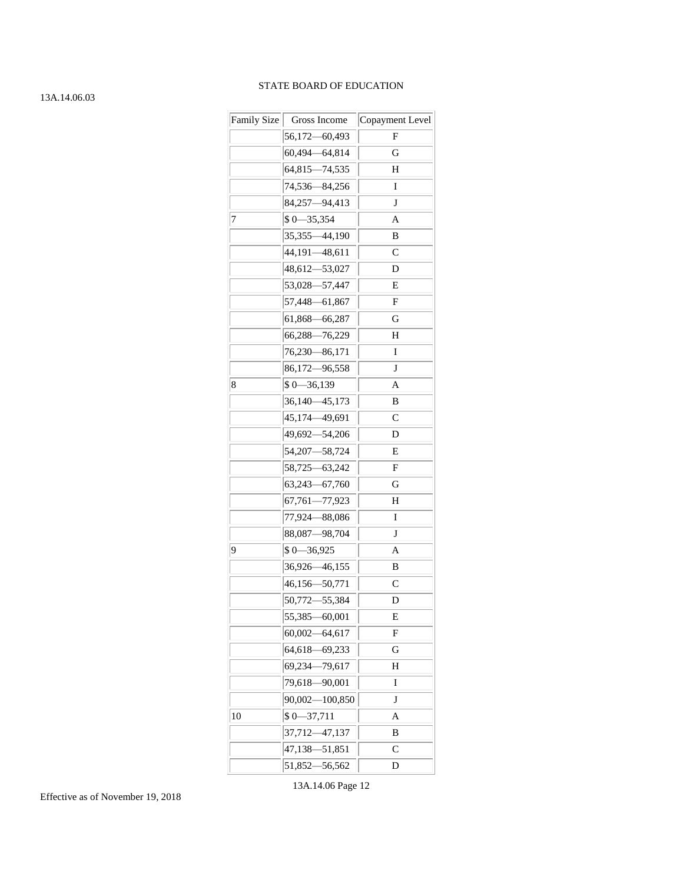| Family Size | Gross Income | Copayment Level |
|---|---|---|
| | 56,172—60,493 | F |
| | 60,494—64,814 | G |
| | 64,815—74,535 | H |
| | 74,536—84,256 | I |
| | 84,257—94,413 | J |
| 7 | $ 0—35,354 | A |
| | 35,355—44,190 | B |
| | 44,191—48,611 | C |
| | 48,612—53,027 | D |
| | 53,028—57,447 | E |
| | 57,448—61,867 | F |
| | 61,868—66,287 | G |
| | 66,288—76,229 | H |
| | 76,230—86,171 | I |
| | 86,172—96,558 | J |
| 8 | $ 0—36,139 | A |
| | 36,140—45,173 | B |
| | 45,174—49,691 | C |
| | 49,692—54,206 | D |
| | 54,207—58,724 | E |
| | 58,725—63,242 | F |
| | 63,243—67,760 | G |
| | 67,761—77,923 | H |
| | 77,924—88,086 | I |
| | 88,087—98,704 | J |
| 9 | $ 0—36,925 | A |
| | 36,926—46,155 | B |
| | 46,156—50,771 | C |
| | 50,772—55,384 | D |
| | 55,385—60,001 | E |
| | 60,002—64,617 | F |
| | 64,618—69,233 | G |
| | 69,234—79,617 | H |
| | 79,618—90,001 | I |
| | 90,002—100,850 | J |
| 10 | $ 0—37,711 | A |
| | 37,712—47,137 | B |
| | 47,138—51,851 | C |
| | 51,852—56,562 | D |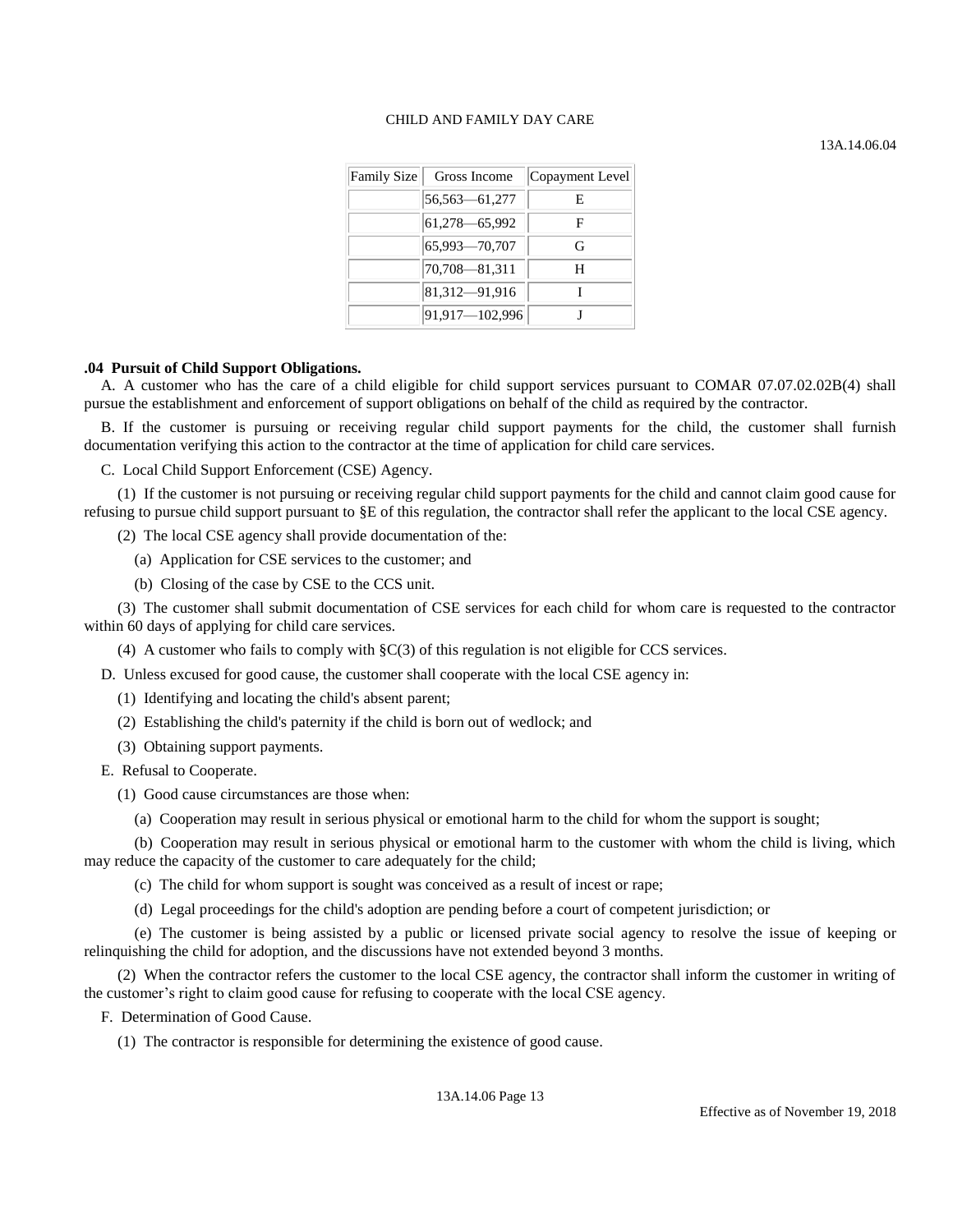| Family Size | Gross Income | Copayment Level |
|---|---|---|
| | 56,563—61,277 | E |
| | 61,278—65,992 | F |
| | 65,993—70,707 | G |
| | 70,708—81,311 | H |
| | 81,312—91,916 | I |
| | 91,917—102,996 | J |

**.04 Pursuit of Child Support Obligations.**

A. A customer who has the care of a child eligible for child support services pursuant to COMAR 07.07.02.02B(4) shall pursue the establishment and enforcement of support obligations on behalf of the child as required by the contractor.

B. If the customer is pursuing or receiving regular child support payments for the child, the customer shall furnish documentation verifying this action to the contractor at the time of application for child care services.

C. Local Child Support Enforcement (CSE) Agency.

(1) If the customer is not pursuing or receiving regular child support payments for the child and cannot claim good cause for refusing to pursue child support pursuant to §E of this regulation, the contractor shall refer the applicant to the local CSE agency.

(2) The local CSE agency shall provide documentation of the:

(a) Application for CSE services to the customer; and

(b) Closing of the case by CSE to the CCS unit.

(3) The customer shall submit documentation of CSE services for each child for whom care is requested to the contractor within 60 days of applying for child care services.

(4) A customer who fails to comply with §C(3) of this regulation is not eligible for CCS services.

D. Unless excused for good cause, the customer shall cooperate with the local CSE agency in:

(1) Identifying and locating the child's absent parent;

(2) Establishing the child's paternity if the child is born out of wedlock; and

(3) Obtaining support payments.

E. Refusal to Cooperate.

(1) Good cause circumstances are those when:

(a) Cooperation may result in serious physical or emotional harm to the child for whom the support is sought;

(b) Cooperation may result in serious physical or emotional harm to the customer with whom the child is living, which may reduce the capacity of the customer to care adequately for the child;

(c) The child for whom support is sought was conceived as a result of incest or rape;

(d) Legal proceedings for the child's adoption are pending before a court of competent jurisdiction; or

(e) The customer is being assisted by a public or licensed private social agency to resolve the issue of keeping or relinquishing the child for adoption, and the discussions have not extended beyond 3 months.

(2) When the contractor refers the customer to the local CSE agency, the contractor shall inform the customer in writing of the customer's right to claim good cause for refusing to cooperate with the local CSE agency.

F. Determination of Good Cause.

(1) The contractor is responsible for determining the existence of good cause.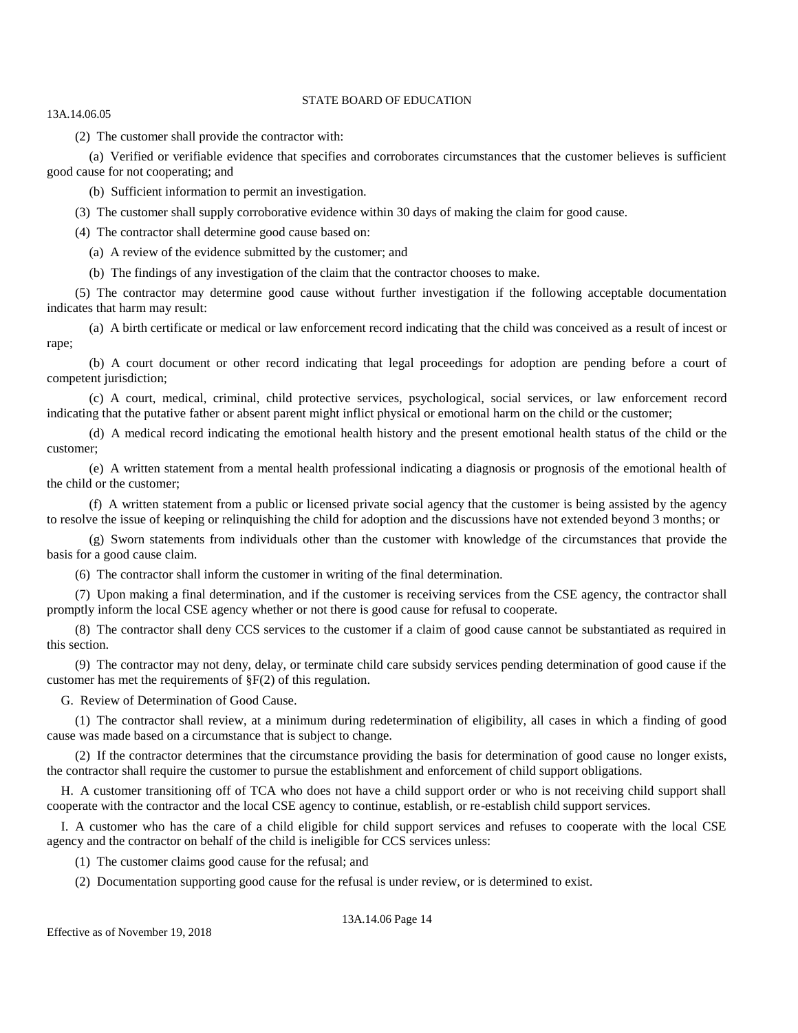(2) The customer shall provide the contractor with:

(a) Verified or verifiable evidence that specifies and corroborates circumstances that the customer believes is sufficient good cause for not cooperating; and

(b) Sufficient information to permit an investigation.

(3) The customer shall supply corroborative evidence within 30 days of making the claim for good cause.

(4) The contractor shall determine good cause based on:

(a) A review of the evidence submitted by the customer; and

(b) The findings of any investigation of the claim that the contractor chooses to make.

(5) The contractor may determine good cause without further investigation if the following acceptable documentation indicates that harm may result:

(a) A birth certificate or medical or law enforcement record indicating that the child was conceived as a result of incest or rape;

(b) A court document or other record indicating that legal proceedings for adoption are pending before a court of competent jurisdiction;

(c) A court, medical, criminal, child protective services, psychological, social services, or law enforcement record indicating that the putative father or absent parent might inflict physical or emotional harm on the child or the customer;

(d) A medical record indicating the emotional health history and the present emotional health status of the child or the customer;

(e) A written statement from a mental health professional indicating a diagnosis or prognosis of the emotional health of the child or the customer;

(f) A written statement from a public or licensed private social agency that the customer is being assisted by the agency to resolve the issue of keeping or relinquishing the child for adoption and the discussions have not extended beyond 3 months; or

(g) Sworn statements from individuals other than the customer with knowledge of the circumstances that provide the basis for a good cause claim.

(6) The contractor shall inform the customer in writing of the final determination.

(7) Upon making a final determination, and if the customer is receiving services from the CSE agency, the contractor shall promptly inform the local CSE agency whether or not there is good cause for refusal to cooperate.

(8) The contractor shall deny CCS services to the customer if a claim of good cause cannot be substantiated as required in this section.

(9) The contractor may not deny, delay, or terminate child care subsidy services pending determination of good cause if the customer has met the requirements of §F(2) of this regulation.

G. Review of Determination of Good Cause.

(1) The contractor shall review, at a minimum during redetermination of eligibility, all cases in which a finding of good cause was made based on a circumstance that is subject to change.

(2) If the contractor determines that the circumstance providing the basis for determination of good cause no longer exists, the contractor shall require the customer to pursue the establishment and enforcement of child support obligations.

H. A customer transitioning off of TCA who does not have a child support order or who is not receiving child support shall cooperate with the contractor and the local CSE agency to continue, establish, or re-establish child support services.

I. A customer who has the care of a child eligible for child support services and refuses to cooperate with the local CSE agency and the contractor on behalf of the child is ineligible for CCS services unless:

(1) The customer claims good cause for the refusal; and

(2) Documentation supporting good cause for the refusal is under review, or is determined to exist.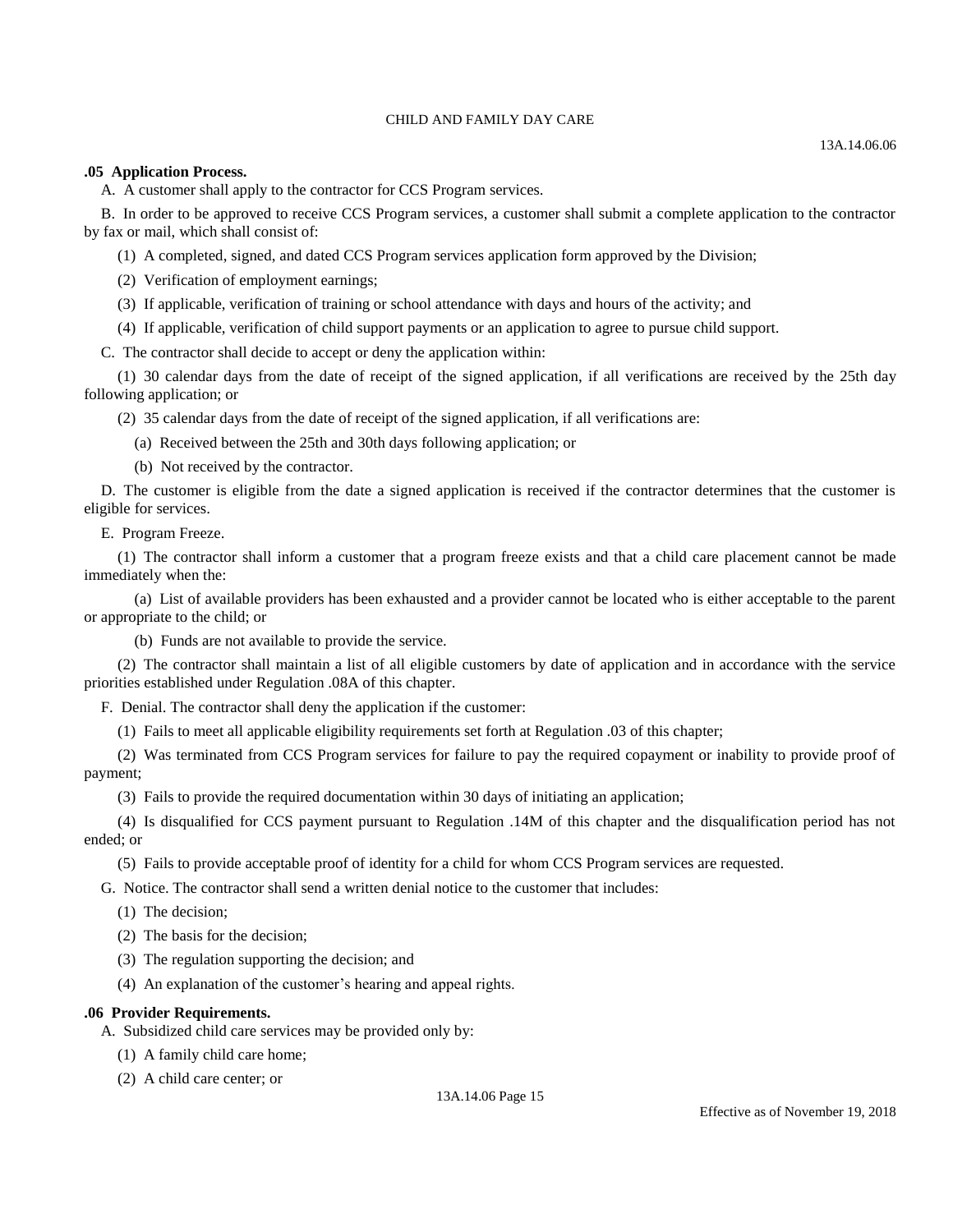### .05 Application Process.

A. A customer shall apply to the contractor for CCS Program services.

B. In order to be approved to receive CCS Program services, a customer shall submit a complete application to the contractor by fax or mail, which shall consist of:

(1) A completed, signed, and dated CCS Program services application form approved by the Division;

(2) Verification of employment earnings;

(3) If applicable, verification of training or school attendance with days and hours of the activity; and

(4) If applicable, verification of child support payments or an application to agree to pursue child support.

C. The contractor shall decide to accept or deny the application within:

(1) 30 calendar days from the date of receipt of the signed application, if all verifications are received by the 25th day following application; or

(2) 35 calendar days from the date of receipt of the signed application, if all verifications are:

(a) Received between the 25th and 30th days following application; or

(b) Not received by the contractor.

D. The customer is eligible from the date a signed application is received if the contractor determines that the customer is eligible for services.

E. Program Freeze.

(1) The contractor shall inform a customer that a program freeze exists and that a child care placement cannot be made immediately when the:

(a) List of available providers has been exhausted and a provider cannot be located who is either acceptable to the parent or appropriate to the child; or

(b) Funds are not available to provide the service.

(2) The contractor shall maintain a list of all eligible customers by date of application and in accordance with the service priorities established under Regulation .08A of this chapter.

F. Denial. The contractor shall deny the application if the customer:

(1) Fails to meet all applicable eligibility requirements set forth at Regulation .03 of this chapter;

(2) Was terminated from CCS Program services for failure to pay the required copayment or inability to provide proof of payment;

(3) Fails to provide the required documentation within 30 days of initiating an application;

(4) Is disqualified for CCS payment pursuant to Regulation .14M of this chapter and the disqualification period has not ended; or

(5) Fails to provide acceptable proof of identity for a child for whom CCS Program services are requested.

G. Notice. The contractor shall send a written denial notice to the customer that includes:

(1) The decision;

(2) The basis for the decision;

(3) The regulation supporting the decision; and

(4) An explanation of the customer's hearing and appeal rights.

### .06 Provider Requirements.

A. Subsidized child care services may be provided only by:

(1) A family child care home;

(2) A child care center; or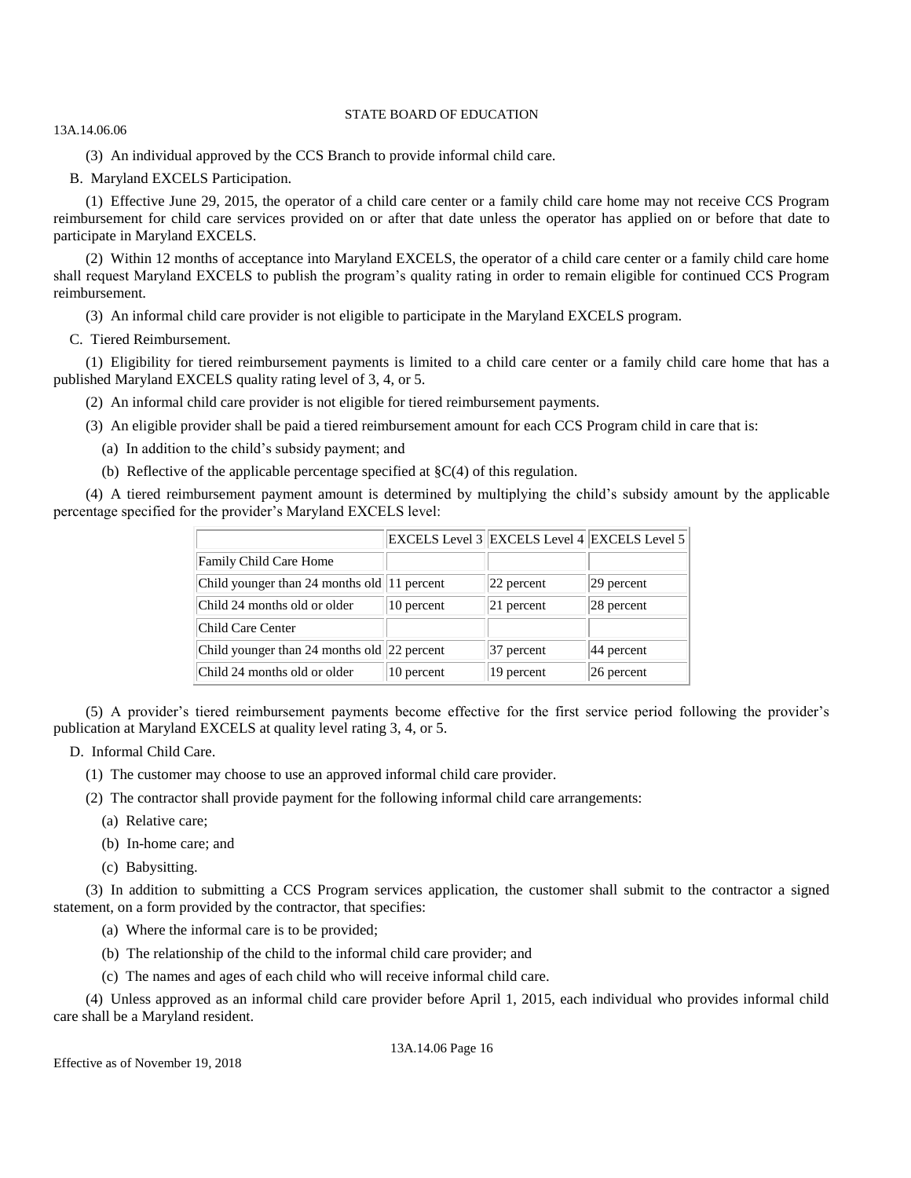(3) An individual approved by the CCS Branch to provide informal child care.

B. Maryland EXCELS Participation.

(1) Effective June 29, 2015, the operator of a child care center or a family child care home may not receive CCS Program reimbursement for child care services provided on or after that date unless the operator has applied on or before that date to participate in Maryland EXCELS.

(2) Within 12 months of acceptance into Maryland EXCELS, the operator of a child care center or a family child care home shall request Maryland EXCELS to publish the program's quality rating in order to remain eligible for continued CCS Program reimbursement.

(3) An informal child care provider is not eligible to participate in the Maryland EXCELS program.

C. Tiered Reimbursement.

(1) Eligibility for tiered reimbursement payments is limited to a child care center or a family child care home that has a published Maryland EXCELS quality rating level of 3, 4, or 5.

(2) An informal child care provider is not eligible for tiered reimbursement payments.

(3) An eligible provider shall be paid a tiered reimbursement amount for each CCS Program child in care that is:

(a) In addition to the child's subsidy payment; and

(b) Reflective of the applicable percentage specified at §C(4) of this regulation.

(4) A tiered reimbursement payment amount is determined by multiplying the child's subsidy amount by the applicable percentage specified for the provider's Maryland EXCELS level:

| | EXCELS Level 3 | EXCELS Level 4 | EXCELS Level 5 |
|---|---|---|---|
| Family Child Care Home | | | |
| Child younger than 24 months old | 11 percent | 22 percent | 29 percent |
| Child 24 months old or older | 10 percent | 21 percent | 28 percent |
| Child Care Center | | | |
| Child younger than 24 months old | 22 percent | 37 percent | 44 percent |
| Child 24 months old or older | 10 percent | 19 percent | 26 percent |

(5) A provider's tiered reimbursement payments become effective for the first service period following the provider's publication at Maryland EXCELS at quality level rating 3, 4, or 5.

D. Informal Child Care.

(1) The customer may choose to use an approved informal child care provider.

(2) The contractor shall provide payment for the following informal child care arrangements:

(a) Relative care;

(b) In-home care; and

(c) Babysitting.

(3) In addition to submitting a CCS Program services application, the customer shall submit to the contractor a signed statement, on a form provided by the contractor, that specifies:

(a) Where the informal care is to be provided;

(b) The relationship of the child to the informal child care provider; and

(c) The names and ages of each child who will receive informal child care.

(4) Unless approved as an informal child care provider before April 1, 2015, each individual who provides informal child care shall be a Maryland resident.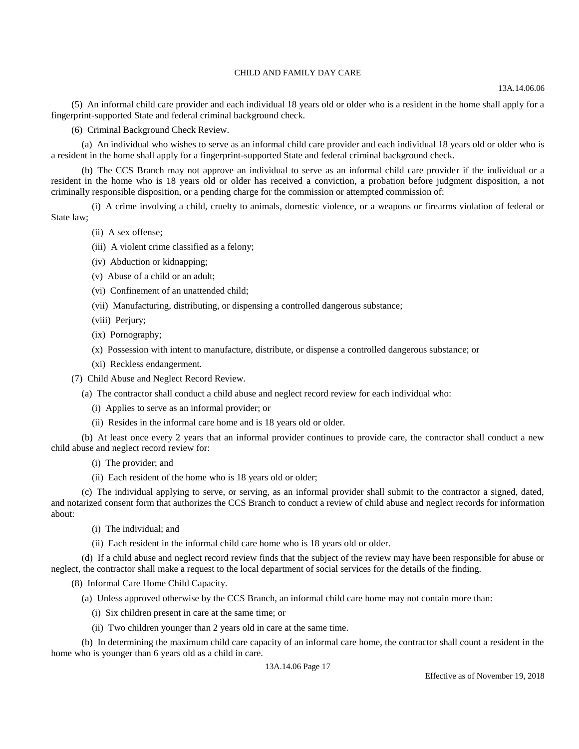(5) An informal child care provider and each individual 18 years old or older who is a resident in the home shall apply for a fingerprint-supported State and federal criminal background check.

(6) Criminal Background Check Review.

(a) An individual who wishes to serve as an informal child care provider and each individual 18 years old or older who is a resident in the home shall apply for a fingerprint-supported State and federal criminal background check.

(b) The CCS Branch may not approve an individual to serve as an informal child care provider if the individual or a resident in the home who is 18 years old or older has received a conviction, a probation before judgment disposition, a not criminally responsible disposition, or a pending charge for the commission or attempted commission of:

(i) A crime involving a child, cruelty to animals, domestic violence, or a weapons or firearms violation of federal or State law;

(ii) A sex offense;

(iii) A violent crime classified as a felony;

(iv) Abduction or kidnapping;

(v) Abuse of a child or an adult;

(vi) Confinement of an unattended child;

(vii) Manufacturing, distributing, or dispensing a controlled dangerous substance;

(viii) Perjury;

(ix) Pornography;

(x) Possession with intent to manufacture, distribute, or dispense a controlled dangerous substance; or

(xi) Reckless endangerment.

(7) Child Abuse and Neglect Record Review.

(a) The contractor shall conduct a child abuse and neglect record review for each individual who:

(i) Applies to serve as an informal provider; or

(ii) Resides in the informal care home and is 18 years old or older.

(b) At least once every 2 years that an informal provider continues to provide care, the contractor shall conduct a new child abuse and neglect record review for:

(i) The provider; and

(ii) Each resident of the home who is 18 years old or older;

(c) The individual applying to serve, or serving, as an informal provider shall submit to the contractor a signed, dated, and notarized consent form that authorizes the CCS Branch to conduct a review of child abuse and neglect records for information about:

(i) The individual; and

(ii) Each resident in the informal child care home who is 18 years old or older.

(d) If a child abuse and neglect record review finds that the subject of the review may have been responsible for abuse or neglect, the contractor shall make a request to the local department of social services for the details of the finding.

(8) Informal Care Home Child Capacity.

(a) Unless approved otherwise by the CCS Branch, an informal child care home may not contain more than:

(i) Six children present in care at the same time; or

(ii) Two children younger than 2 years old in care at the same time.

(b) In determining the maximum child care capacity of an informal care home, the contractor shall count a resident in the home who is younger than 6 years old as a child in care.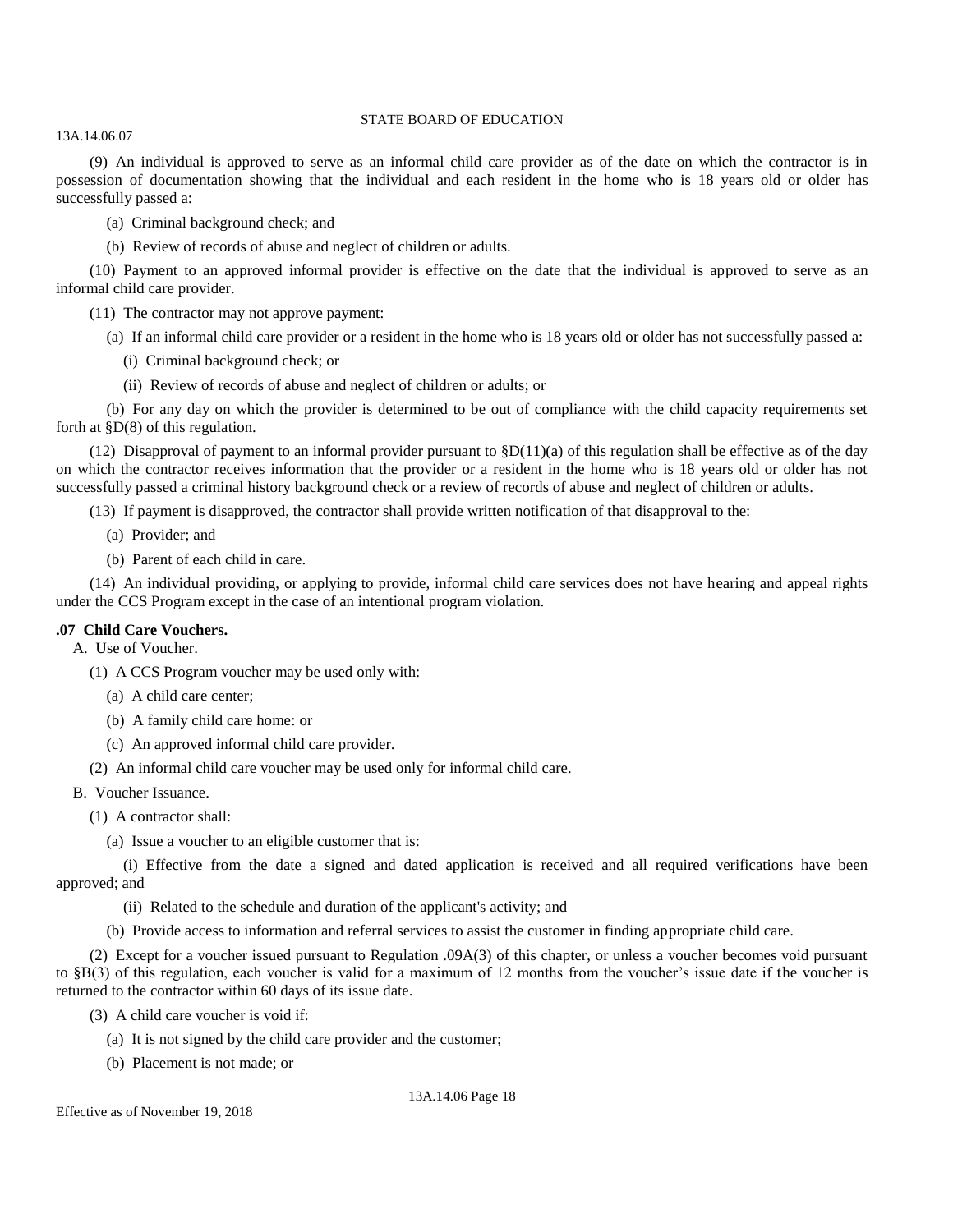(9) An individual is approved to serve as an informal child care provider as of the date on which the contractor is in possession of documentation showing that the individual and each resident in the home who is 18 years old or older has successfully passed a:

(a) Criminal background check; and

(b) Review of records of abuse and neglect of children or adults.

(10) Payment to an approved informal provider is effective on the date that the individual is approved to serve as an informal child care provider.

(11) The contractor may not approve payment:

(a) If an informal child care provider or a resident in the home who is 18 years old or older has not successfully passed a:

(i) Criminal background check; or

(ii) Review of records of abuse and neglect of children or adults; or

(b) For any day on which the provider is determined to be out of compliance with the child capacity requirements set forth at §D(8) of this regulation.

(12) Disapproval of payment to an informal provider pursuant to §D(11)(a) of this regulation shall be effective as of the day on which the contractor receives information that the provider or a resident in the home who is 18 years old or older has not successfully passed a criminal history background check or a review of records of abuse and neglect of children or adults.

(13) If payment is disapproved, the contractor shall provide written notification of that disapproval to the:

(a) Provider; and

(b) Parent of each child in care.

(14) An individual providing, or applying to provide, informal child care services does not have hearing and appeal rights under the CCS Program except in the case of an intentional program violation.

**.07 Child Care Vouchers.**

A. Use of Voucher.

(1) A CCS Program voucher may be used only with:

(a) A child care center;

(b) A family child care home: or

(c) An approved informal child care provider.

(2) An informal child care voucher may be used only for informal child care.

B. Voucher Issuance.

(1) A contractor shall:

(a) Issue a voucher to an eligible customer that is:

(i) Effective from the date a signed and dated application is received and all required verifications have been approved; and

(ii) Related to the schedule and duration of the applicant's activity; and

(b) Provide access to information and referral services to assist the customer in finding appropriate child care.

(2) Except for a voucher issued pursuant to Regulation .09A(3) of this chapter, or unless a voucher becomes void pursuant to §B(3) of this regulation, each voucher is valid for a maximum of 12 months from the voucher's issue date if the voucher is returned to the contractor within 60 days of its issue date.

(3) A child care voucher is void if:

(a) It is not signed by the child care provider and the customer;

(b) Placement is not made; or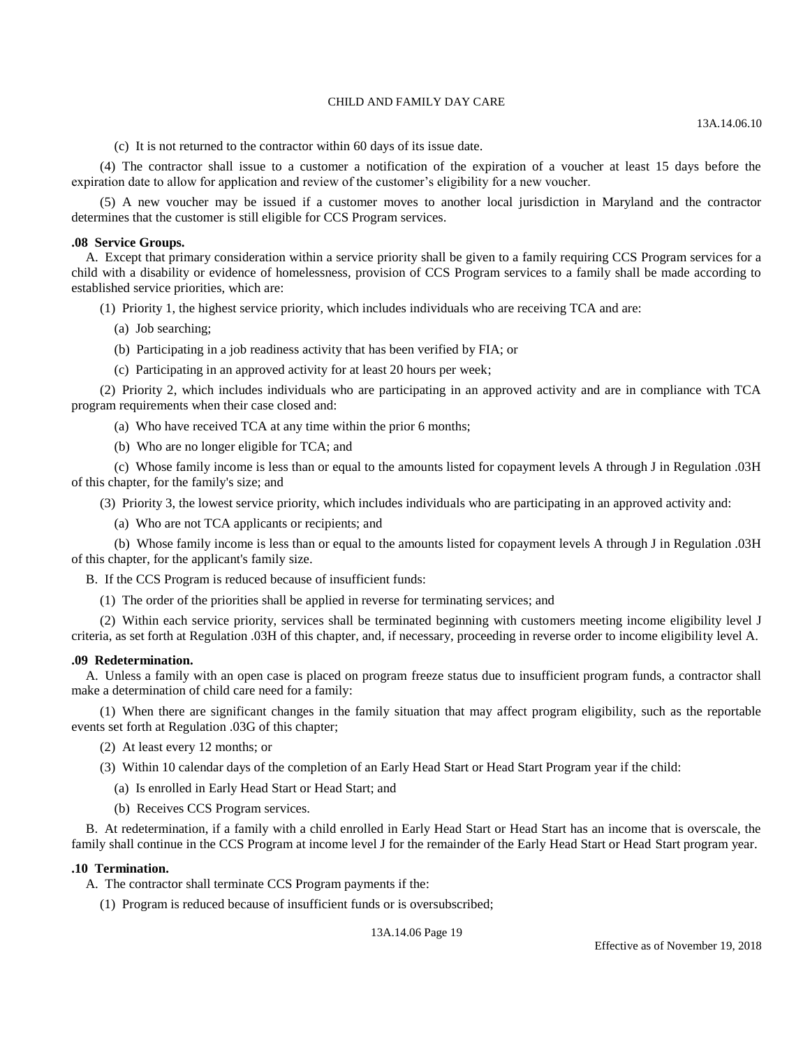(c) It is not returned to the contractor within 60 days of its issue date.

(4) The contractor shall issue to a customer a notification of the expiration of a voucher at least 15 days before the expiration date to allow for application and review of the customer's eligibility for a new voucher.

(5) A new voucher may be issued if a customer moves to another local jurisdiction in Maryland and the contractor determines that the customer is still eligible for CCS Program services.

**.08 Service Groups.**

A. Except that primary consideration within a service priority shall be given to a family requiring CCS Program services for a child with a disability or evidence of homelessness, provision of CCS Program services to a family shall be made according to established service priorities, which are:

(1) Priority 1, the highest service priority, which includes individuals who are receiving TCA and are:

(a) Job searching;

(b) Participating in a job readiness activity that has been verified by FIA; or

(c) Participating in an approved activity for at least 20 hours per week;

(2) Priority 2, which includes individuals who are participating in an approved activity and are in compliance with TCA program requirements when their case closed and:

(a) Who have received TCA at any time within the prior 6 months;

(b) Who are no longer eligible for TCA; and

(c) Whose family income is less than or equal to the amounts listed for copayment levels A through J in Regulation .03H of this chapter, for the family's size; and

(3) Priority 3, the lowest service priority, which includes individuals who are participating in an approved activity and:

(a) Who are not TCA applicants or recipients; and

(b) Whose family income is less than or equal to the amounts listed for copayment levels A through J in Regulation .03H of this chapter, for the applicant's family size.

B. If the CCS Program is reduced because of insufficient funds:

(1) The order of the priorities shall be applied in reverse for terminating services; and

(2) Within each service priority, services shall be terminated beginning with customers meeting income eligibility level J criteria, as set forth at Regulation .03H of this chapter, and, if necessary, proceeding in reverse order to income eligibility level A.

**.09 Redetermination.**

A. Unless a family with an open case is placed on program freeze status due to insufficient program funds, a contractor shall make a determination of child care need for a family:

(1) When there are significant changes in the family situation that may affect program eligibility, such as the reportable events set forth at Regulation .03G of this chapter;

(2) At least every 12 months; or

(3) Within 10 calendar days of the completion of an Early Head Start or Head Start Program year if the child:

(a) Is enrolled in Early Head Start or Head Start; and

(b) Receives CCS Program services.

B. At redetermination, if a family with a child enrolled in Early Head Start or Head Start has an income that is overscale, the family shall continue in the CCS Program at income level J for the remainder of the Early Head Start or Head Start program year.

**.10 Termination.**

A. The contractor shall terminate CCS Program payments if the:

(1) Program is reduced because of insufficient funds or is oversubscribed;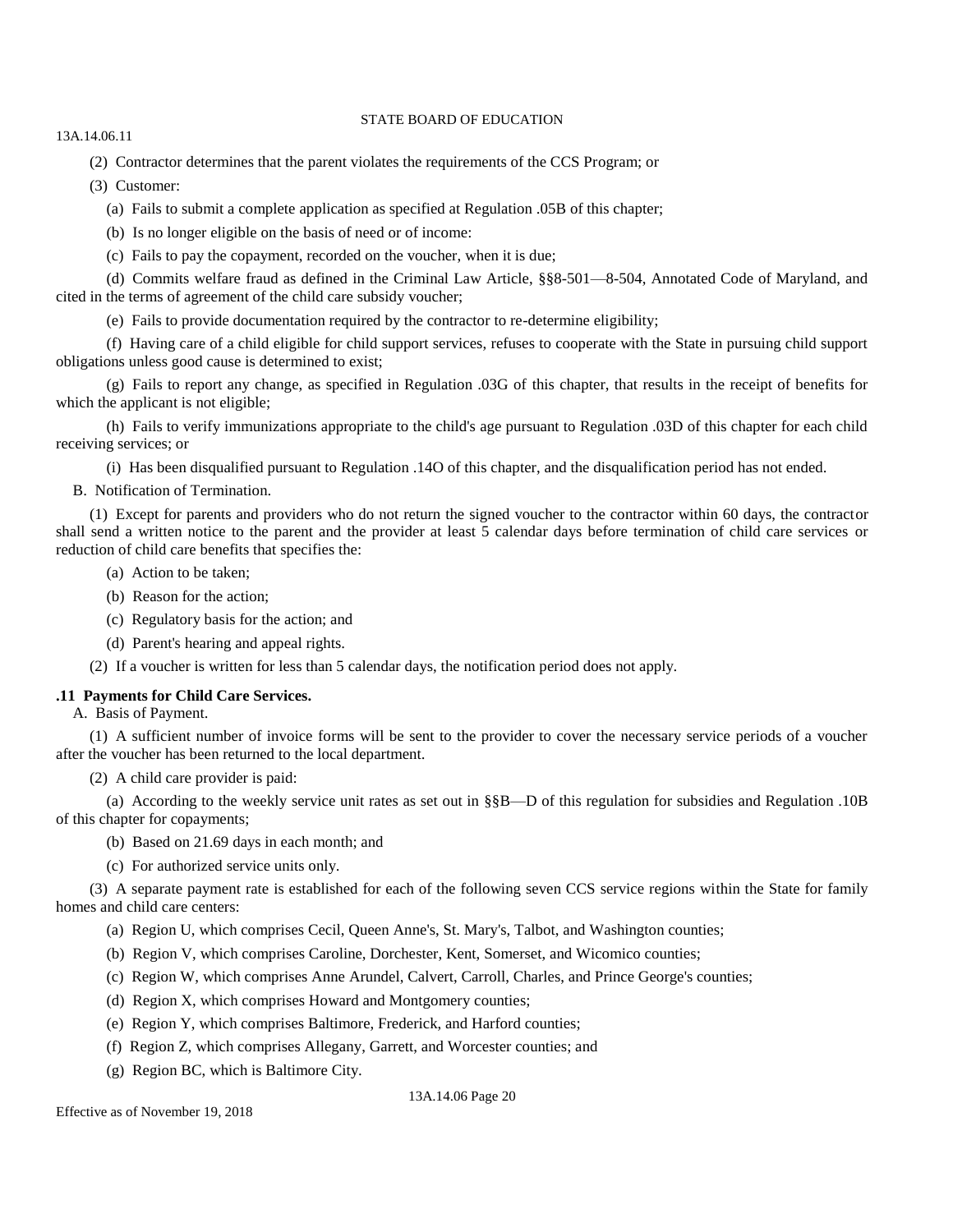(2) Contractor determines that the parent violates the requirements of the CCS Program; or

(3) Customer:

(a) Fails to submit a complete application as specified at Regulation .05B of this chapter;

(b) Is no longer eligible on the basis of need or of income:

(c) Fails to pay the copayment, recorded on the voucher, when it is due;

(d) Commits welfare fraud as defined in the Criminal Law Article, §§8-501—8-504, Annotated Code of Maryland, and cited in the terms of agreement of the child care subsidy voucher;

(e) Fails to provide documentation required by the contractor to re-determine eligibility;

(f) Having care of a child eligible for child support services, refuses to cooperate with the State in pursuing child support obligations unless good cause is determined to exist;

(g) Fails to report any change, as specified in Regulation .03G of this chapter, that results in the receipt of benefits for which the applicant is not eligible;

(h) Fails to verify immunizations appropriate to the child's age pursuant to Regulation .03D of this chapter for each child receiving services; or

(i) Has been disqualified pursuant to Regulation .14O of this chapter, and the disqualification period has not ended.

B. Notification of Termination.

(1) Except for parents and providers who do not return the signed voucher to the contractor within 60 days, the contractor shall send a written notice to the parent and the provider at least 5 calendar days before termination of child care services or reduction of child care benefits that specifies the:

(a) Action to be taken;

(b) Reason for the action;

(c) Regulatory basis for the action; and

(d) Parent's hearing and appeal rights.

(2) If a voucher is written for less than 5 calendar days, the notification period does not apply.

**.11 Payments for Child Care Services.**

A. Basis of Payment.

(1) A sufficient number of invoice forms will be sent to the provider to cover the necessary service periods of a voucher after the voucher has been returned to the local department.

(2) A child care provider is paid:

(a) According to the weekly service unit rates as set out in §§B—D of this regulation for subsidies and Regulation .10B of this chapter for copayments;

(b) Based on 21.69 days in each month; and

(c) For authorized service units only.

(3) A separate payment rate is established for each of the following seven CCS service regions within the State for family homes and child care centers:

(a) Region U, which comprises Cecil, Queen Anne's, St. Mary's, Talbot, and Washington counties;

(b) Region V, which comprises Caroline, Dorchester, Kent, Somerset, and Wicomico counties;

(c) Region W, which comprises Anne Arundel, Calvert, Carroll, Charles, and Prince George's counties;

(d) Region X, which comprises Howard and Montgomery counties;

(e) Region Y, which comprises Baltimore, Frederick, and Harford counties;

(f) Region Z, which comprises Allegany, Garrett, and Worcester counties; and

(g) Region BC, which is Baltimore City.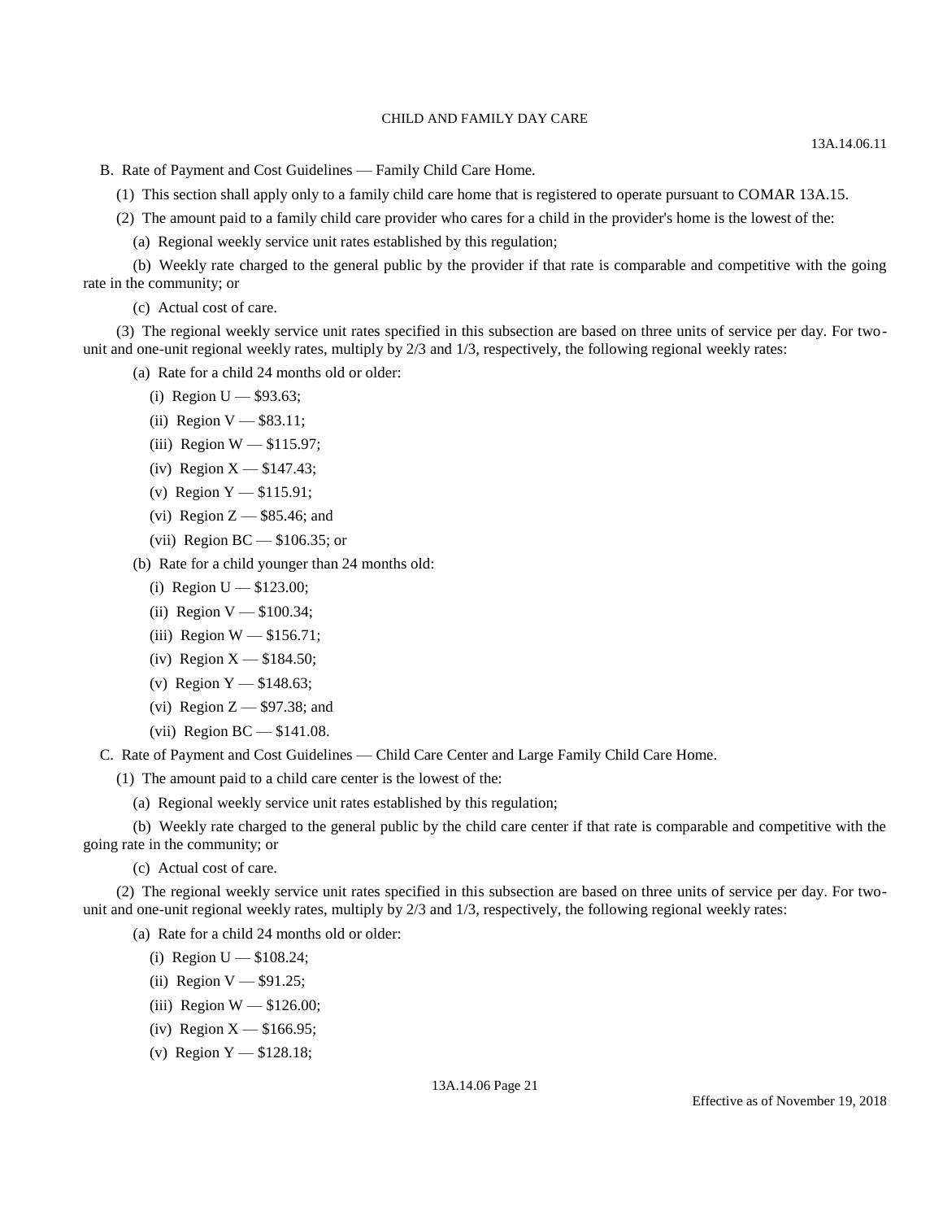B. Rate of Payment and Cost Guidelines — Family Child Care Home.

(1) This section shall apply only to a family child care home that is registered to operate pursuant to COMAR 13A.15.

(2) The amount paid to a family child care provider who cares for a child in the provider's home is the lowest of the:

(a) Regional weekly service unit rates established by this regulation;

(b) Weekly rate charged to the general public by the provider if that rate is comparable and competitive with the going rate in the community; or

(c) Actual cost of care.

(3) The regional weekly service unit rates specified in this subsection are based on three units of service per day. For two-unit and one-unit regional weekly rates, multiply by 2/3 and 1/3, respectively, the following regional weekly rates:

(a) Rate for a child 24 months old or older:

(i) Region U — $93.63;

(ii) Region V — $83.11;

(iii) Region W — $115.97;

(iv) Region X — $147.43;

(v) Region Y — $115.91;

(vi) Region Z — $85.46; and

(vii) Region BC — $106.35; or

(b) Rate for a child younger than 24 months old:

(i) Region U — $123.00;

(ii) Region V — $100.34;

(iii) Region W — $156.71;

(iv) Region X — $184.50;

(v) Region Y — $148.63;

(vi) Region Z — $97.38; and

(vii) Region BC — $141.08.

C. Rate of Payment and Cost Guidelines — Child Care Center and Large Family Child Care Home.

(1) The amount paid to a child care center is the lowest of the:

(a) Regional weekly service unit rates established by this regulation;

(b) Weekly rate charged to the general public by the child care center if that rate is comparable and competitive with the going rate in the community; or

(c) Actual cost of care.

(2) The regional weekly service unit rates specified in this subsection are based on three units of service per day. For two-unit and one-unit regional weekly rates, multiply by 2/3 and 1/3, respectively, the following regional weekly rates:

(a) Rate for a child 24 months old or older:

(i) Region U — $108.24;

(ii) Region V — $91.25;

(iii) Region W — $126.00;

(iv) Region X — $166.95;

(v) Region Y — $128.18;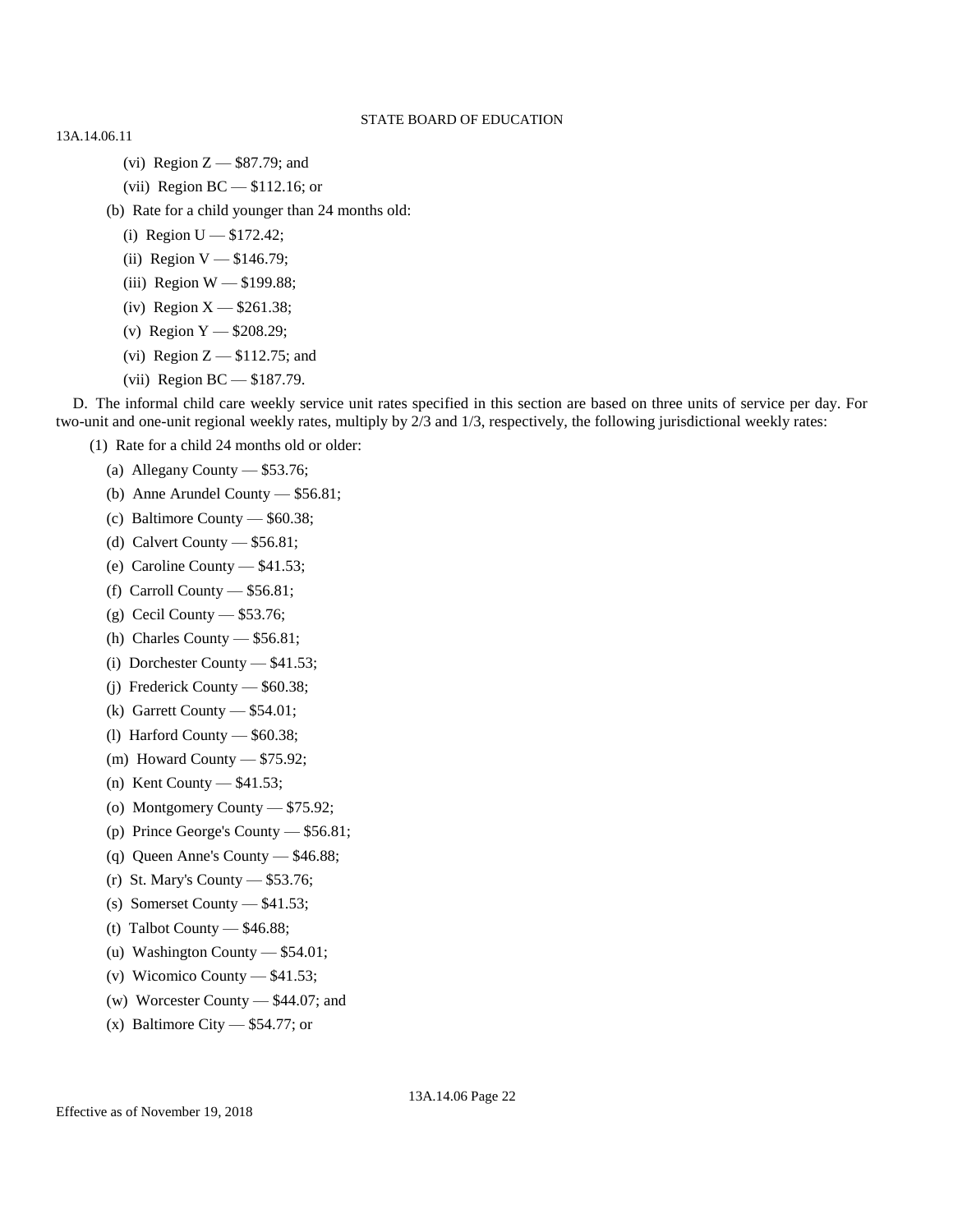(vi) Region Z — $87.79; and

(vii) Region BC — $112.16; or

(b) Rate for a child younger than 24 months old:

(i) Region U — $172.42;

(ii) Region V — $146.79;

(iii) Region W — $199.88;

(iv) Region X — $261.38;

(v) Region Y — $208.29;

(vi) Region Z — $112.75; and

(vii) Region BC — $187.79.

D. The informal child care weekly service unit rates specified in this section are based on three units of service per day. For two-unit and one-unit regional weekly rates, multiply by 2/3 and 1/3, respectively, the following jurisdictional weekly rates:

(1) Rate for a child 24 months old or older:

(a) Allegany County — $53.76;

(b) Anne Arundel County — $56.81;

(c) Baltimore County — $60.38;

(d) Calvert County — $56.81;

(e) Caroline County — $41.53;

(f) Carroll County — $56.81;

(g) Cecil County — $53.76;

(h) Charles County — $56.81;

(i) Dorchester County — $41.53;

(j) Frederick County — $60.38;

(k) Garrett County — $54.01;

(l) Harford County — $60.38;

(m) Howard County — $75.92;

(n) Kent County — $41.53;

(o) Montgomery County — $75.92;

(p) Prince George's County — $56.81;

(q) Queen Anne's County — $46.88;

(r) St. Mary's County — $53.76;

(s) Somerset County — $41.53;

(t) Talbot County — $46.88;

(u) Washington County — $54.01;

(v) Wicomico County — $41.53;

(w) Worcester County — $44.07; and

(x) Baltimore City — $54.77; or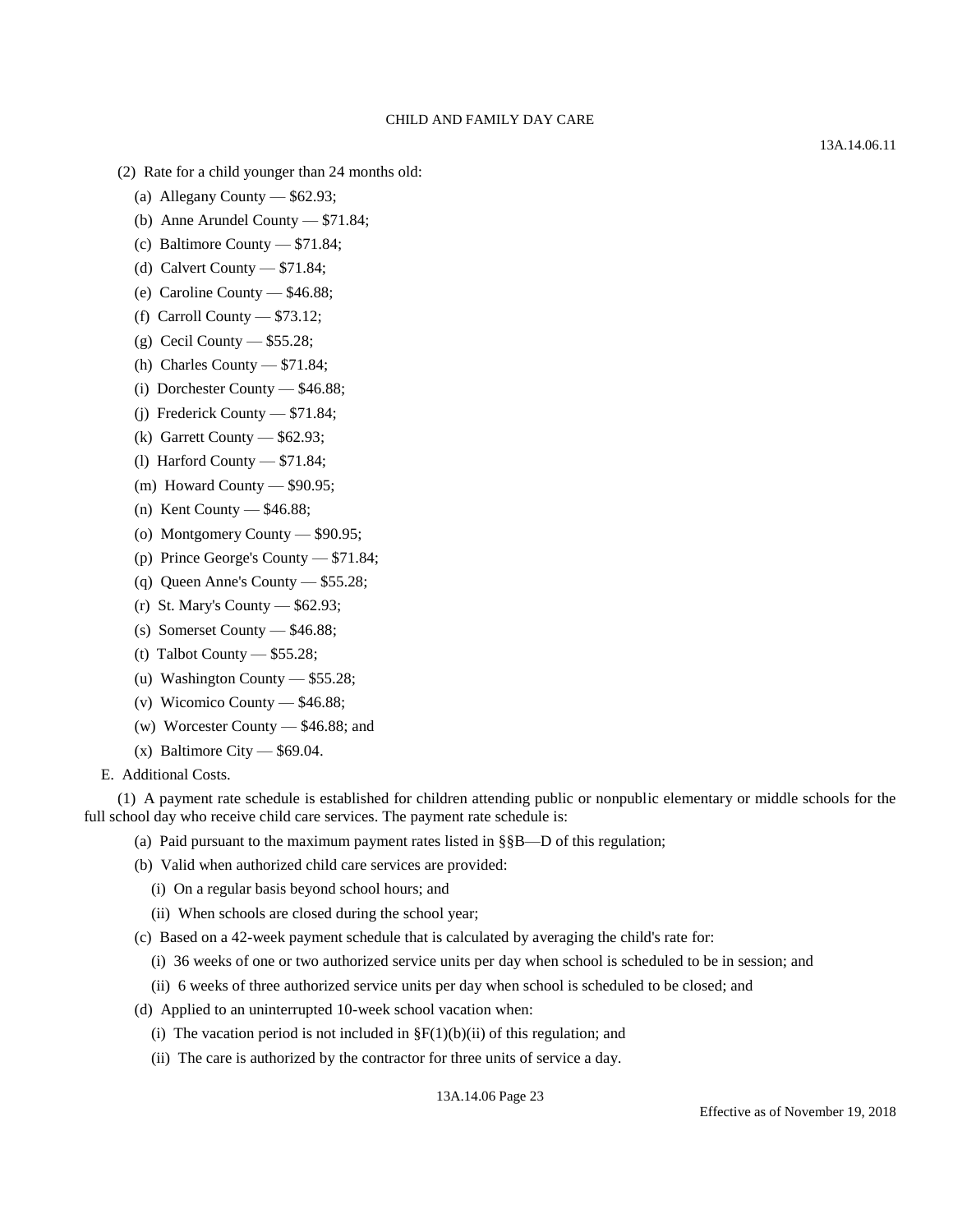(2) Rate for a child younger than 24 months old:

(a) Allegany County — $62.93;

(b) Anne Arundel County — $71.84;

(c) Baltimore County — $71.84;

(d) Calvert County — $71.84;

(e) Caroline County — $46.88;

(f) Carroll County — $73.12;

(g) Cecil County — $55.28;

(h) Charles County — $71.84;

(i) Dorchester County — $46.88;

(j) Frederick County — $71.84;

(k) Garrett County — $62.93;

(l) Harford County — $71.84;

(m) Howard County — $90.95;

(n) Kent County — $46.88;

(o) Montgomery County — $90.95;

(p) Prince George's County — $71.84;

(q) Queen Anne's County — $55.28;

(r) St. Mary's County — $62.93;

(s) Somerset County — $46.88;

(t) Talbot County — $55.28;

(u) Washington County — $55.28;

(v) Wicomico County — $46.88;

(w) Worcester County — $46.88; and

(x) Baltimore City — $69.04.

E. Additional Costs.

(1) A payment rate schedule is established for children attending public or nonpublic elementary or middle schools for the full school day who receive child care services. The payment rate schedule is:

(a) Paid pursuant to the maximum payment rates listed in §§B—D of this regulation;

(b) Valid when authorized child care services are provided:

(i) On a regular basis beyond school hours; and

(ii) When schools are closed during the school year;

(c) Based on a 42-week payment schedule that is calculated by averaging the child's rate for:

(i) 36 weeks of one or two authorized service units per day when school is scheduled to be in session; and

(ii) 6 weeks of three authorized service units per day when school is scheduled to be closed; and

(d) Applied to an uninterrupted 10-week school vacation when:

(i) The vacation period is not included in §F(1)(b)(ii) of this regulation; and

(ii) The care is authorized by the contractor for three units of service a day.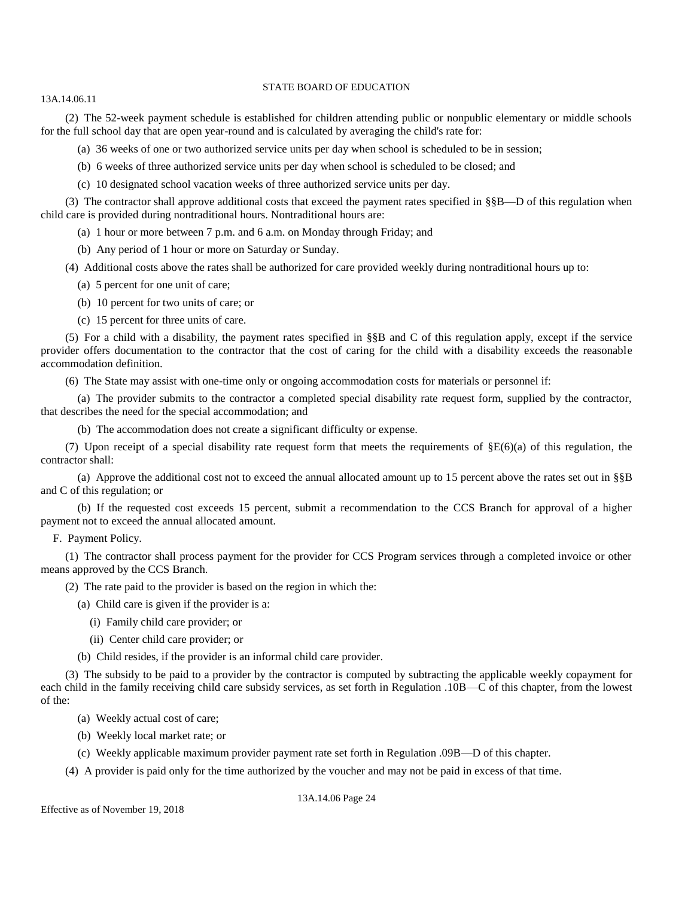(2) The 52-week payment schedule is established for children attending public or nonpublic elementary or middle schools for the full school day that are open year-round and is calculated by averaging the child's rate for:

(a) 36 weeks of one or two authorized service units per day when school is scheduled to be in session;

(b) 6 weeks of three authorized service units per day when school is scheduled to be closed; and

(c) 10 designated school vacation weeks of three authorized service units per day.

(3) The contractor shall approve additional costs that exceed the payment rates specified in §§B—D of this regulation when child care is provided during nontraditional hours. Nontraditional hours are:

(a) 1 hour or more between 7 p.m. and 6 a.m. on Monday through Friday; and

(b) Any period of 1 hour or more on Saturday or Sunday.

(4) Additional costs above the rates shall be authorized for care provided weekly during nontraditional hours up to:

(a) 5 percent for one unit of care;

(b) 10 percent for two units of care; or

(c) 15 percent for three units of care.

(5) For a child with a disability, the payment rates specified in §§B and C of this regulation apply, except if the service provider offers documentation to the contractor that the cost of caring for the child with a disability exceeds the reasonable accommodation definition.

(6) The State may assist with one-time only or ongoing accommodation costs for materials or personnel if:

(a) The provider submits to the contractor a completed special disability rate request form, supplied by the contractor, that describes the need for the special accommodation; and

(b) The accommodation does not create a significant difficulty or expense.

(7) Upon receipt of a special disability rate request form that meets the requirements of §E(6)(a) of this regulation, the contractor shall:

(a) Approve the additional cost not to exceed the annual allocated amount up to 15 percent above the rates set out in §§B and C of this regulation; or

(b) If the requested cost exceeds 15 percent, submit a recommendation to the CCS Branch for approval of a higher payment not to exceed the annual allocated amount.

F. Payment Policy.

(1) The contractor shall process payment for the provider for CCS Program services through a completed invoice or other means approved by the CCS Branch.

(2) The rate paid to the provider is based on the region in which the:

(a) Child care is given if the provider is a:

(i) Family child care provider; or

(ii) Center child care provider; or

(b) Child resides, if the provider is an informal child care provider.

(3) The subsidy to be paid to a provider by the contractor is computed by subtracting the applicable weekly copayment for each child in the family receiving child care subsidy services, as set forth in Regulation .10B—C of this chapter, from the lowest of the:

(a) Weekly actual cost of care;

(b) Weekly local market rate; or

(c) Weekly applicable maximum provider payment rate set forth in Regulation .09B—D of this chapter.

(4) A provider is paid only for the time authorized by the voucher and may not be paid in excess of that time.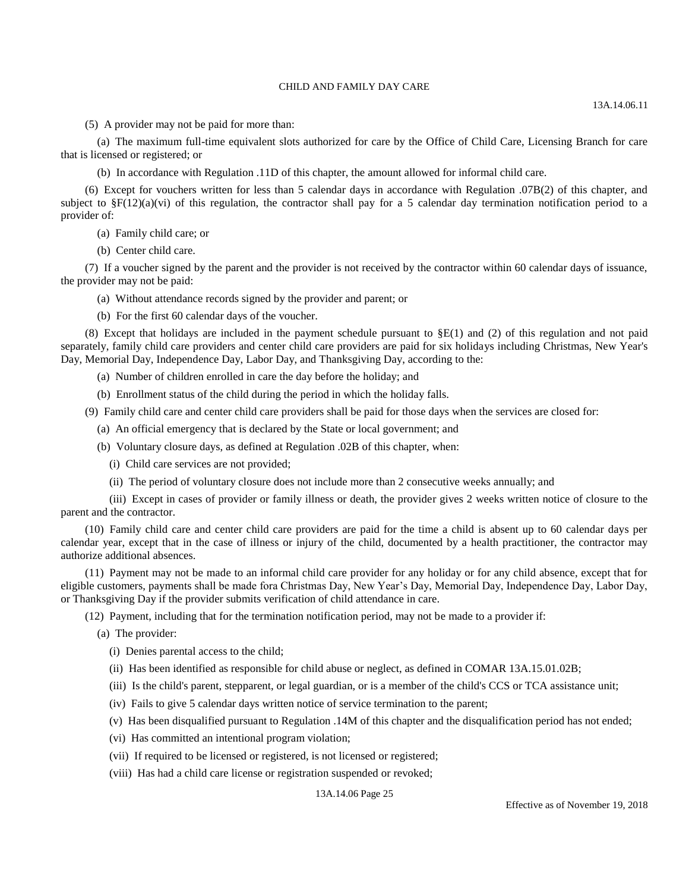(5) A provider may not be paid for more than:

(a) The maximum full-time equivalent slots authorized for care by the Office of Child Care, Licensing Branch for care that is licensed or registered; or

(b) In accordance with Regulation .11D of this chapter, the amount allowed for informal child care.

(6) Except for vouchers written for less than 5 calendar days in accordance with Regulation .07B(2) of this chapter, and subject to §F(12)(a)(vi) of this regulation, the contractor shall pay for a 5 calendar day termination notification period to a provider of:

(a) Family child care; or

(b) Center child care.

(7) If a voucher signed by the parent and the provider is not received by the contractor within 60 calendar days of issuance, the provider may not be paid:

(a) Without attendance records signed by the provider and parent; or

(b) For the first 60 calendar days of the voucher.

(8) Except that holidays are included in the payment schedule pursuant to §E(1) and (2) of this regulation and not paid separately, family child care providers and center child care providers are paid for six holidays including Christmas, New Year's Day, Memorial Day, Independence Day, Labor Day, and Thanksgiving Day, according to the:

(a) Number of children enrolled in care the day before the holiday; and

(b) Enrollment status of the child during the period in which the holiday falls.

(9) Family child care and center child care providers shall be paid for those days when the services are closed for:

(a) An official emergency that is declared by the State or local government; and

(b) Voluntary closure days, as defined at Regulation .02B of this chapter, when:

(i) Child care services are not provided;

(ii) The period of voluntary closure does not include more than 2 consecutive weeks annually; and

(iii) Except in cases of provider or family illness or death, the provider gives 2 weeks written notice of closure to the parent and the contractor.

(10) Family child care and center child care providers are paid for the time a child is absent up to 60 calendar days per calendar year, except that in the case of illness or injury of the child, documented by a health practitioner, the contractor may authorize additional absences.

(11) Payment may not be made to an informal child care provider for any holiday or for any child absence, except that for eligible customers, payments shall be made fora Christmas Day, New Year's Day, Memorial Day, Independence Day, Labor Day, or Thanksgiving Day if the provider submits verification of child attendance in care.

(12) Payment, including that for the termination notification period, may not be made to a provider if:

(a) The provider:

(i) Denies parental access to the child;

(ii) Has been identified as responsible for child abuse or neglect, as defined in COMAR 13A.15.01.02B;

(iii) Is the child's parent, stepparent, or legal guardian, or is a member of the child's CCS or TCA assistance unit;

(iv) Fails to give 5 calendar days written notice of service termination to the parent;

(v) Has been disqualified pursuant to Regulation .14M of this chapter and the disqualification period has not ended;

(vi) Has committed an intentional program violation;

(vii) If required to be licensed or registered, is not licensed or registered;

(viii) Has had a child care license or registration suspended or revoked;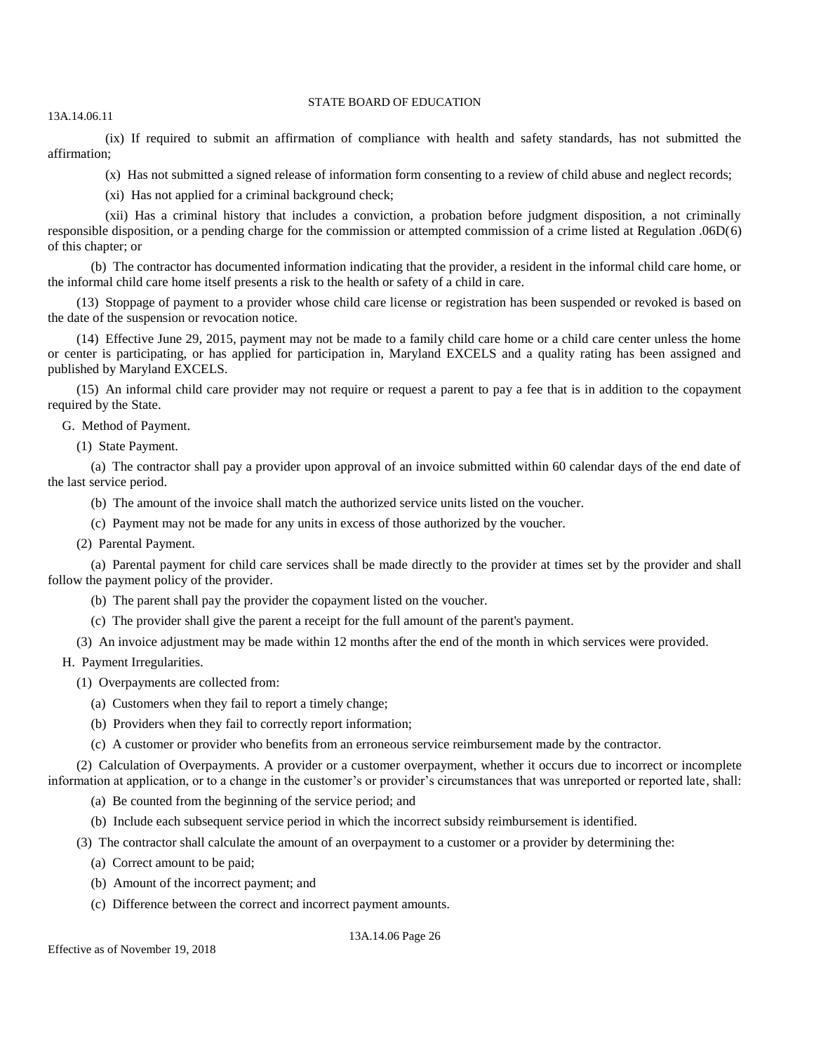(ix) If required to submit an affirmation of compliance with health and safety standards, has not submitted the affirmation;

(x) Has not submitted a signed release of information form consenting to a review of child abuse and neglect records;

(xi) Has not applied for a criminal background check;

(xii) Has a criminal history that includes a conviction, a probation before judgment disposition, a not criminally responsible disposition, or a pending charge for the commission or attempted commission of a crime listed at Regulation .06D(6) of this chapter; or

(b) The contractor has documented information indicating that the provider, a resident in the informal child care home, or the informal child care home itself presents a risk to the health or safety of a child in care.

(13) Stoppage of payment to a provider whose child care license or registration has been suspended or revoked is based on the date of the suspension or revocation notice.

(14) Effective June 29, 2015, payment may not be made to a family child care home or a child care center unless the home or center is participating, or has applied for participation in, Maryland EXCELS and a quality rating has been assigned and published by Maryland EXCELS.

(15) An informal child care provider may not require or request a parent to pay a fee that is in addition to the copayment required by the State.

G. Method of Payment.

(1) State Payment.

(a) The contractor shall pay a provider upon approval of an invoice submitted within 60 calendar days of the end date of the last service period.

(b) The amount of the invoice shall match the authorized service units listed on the voucher.

(c) Payment may not be made for any units in excess of those authorized by the voucher.

(2) Parental Payment.

(a) Parental payment for child care services shall be made directly to the provider at times set by the provider and shall follow the payment policy of the provider.

(b) The parent shall pay the provider the copayment listed on the voucher.

(c) The provider shall give the parent a receipt for the full amount of the parent's payment.

(3) An invoice adjustment may be made within 12 months after the end of the month in which services were provided.

H. Payment Irregularities.

(1) Overpayments are collected from:

(a) Customers when they fail to report a timely change;

(b) Providers when they fail to correctly report information;

(c) A customer or provider who benefits from an erroneous service reimbursement made by the contractor.

(2) Calculation of Overpayments. A provider or a customer overpayment, whether it occurs due to incorrect or incomplete information at application, or to a change in the customer's or provider's circumstances that was unreported or reported late, shall:

(a) Be counted from the beginning of the service period; and

(b) Include each subsequent service period in which the incorrect subsidy reimbursement is identified.

(3) The contractor shall calculate the amount of an overpayment to a customer or a provider by determining the:

(a) Correct amount to be paid;

(b) Amount of the incorrect payment; and

(c) Difference between the correct and incorrect payment amounts.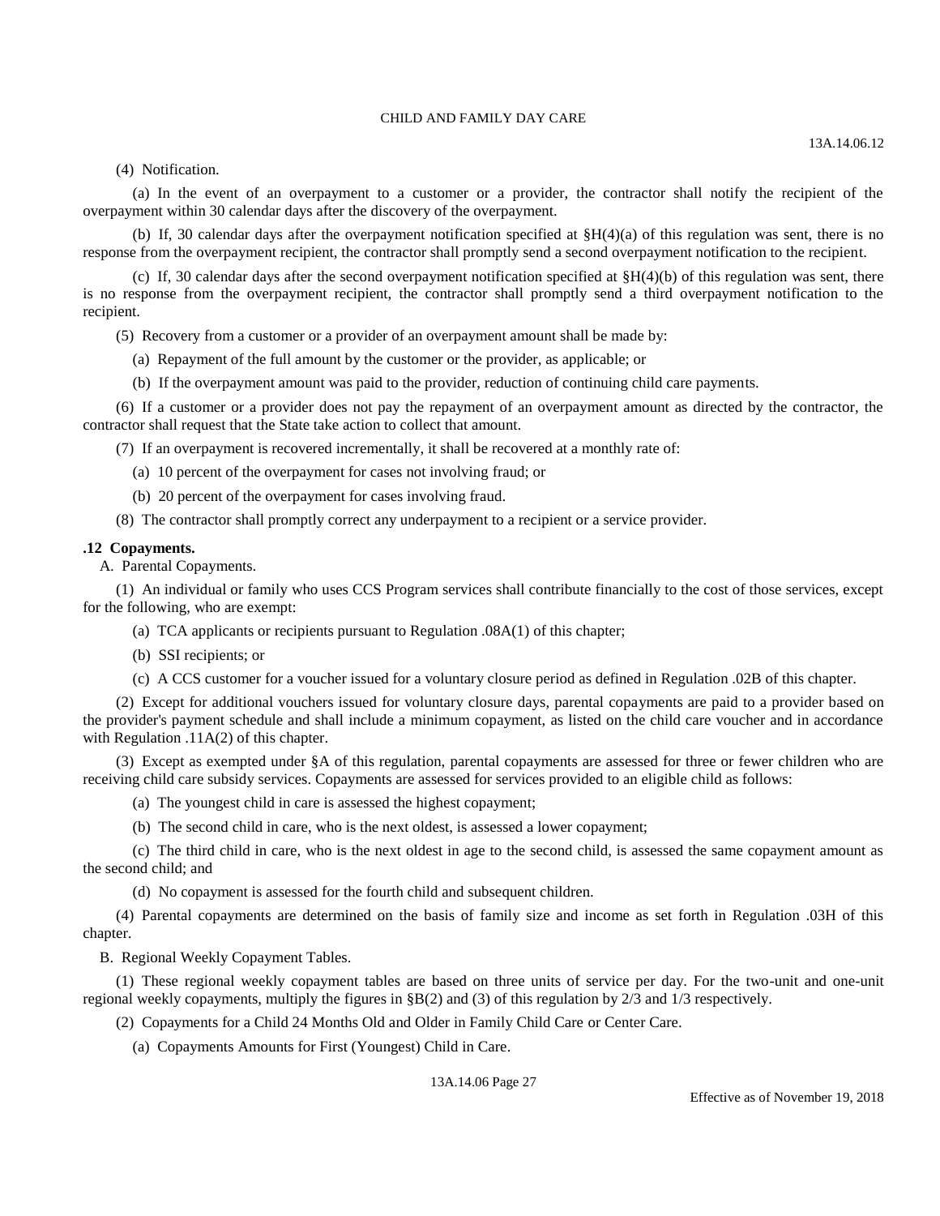(4) Notification.

(a) In the event of an overpayment to a customer or a provider, the contractor shall notify the recipient of the overpayment within 30 calendar days after the discovery of the overpayment.

(b) If, 30 calendar days after the overpayment notification specified at §H(4)(a) of this regulation was sent, there is no response from the overpayment recipient, the contractor shall promptly send a second overpayment notification to the recipient.

(c) If, 30 calendar days after the second overpayment notification specified at §H(4)(b) of this regulation was sent, there is no response from the overpayment recipient, the contractor shall promptly send a third overpayment notification to the recipient.

(5) Recovery from a customer or a provider of an overpayment amount shall be made by:

(a) Repayment of the full amount by the customer or the provider, as applicable; or

(b) If the overpayment amount was paid to the provider, reduction of continuing child care payments.

(6) If a customer or a provider does not pay the repayment of an overpayment amount as directed by the contractor, the contractor shall request that the State take action to collect that amount.

(7) If an overpayment is recovered incrementally, it shall be recovered at a monthly rate of:

(a) 10 percent of the overpayment for cases not involving fraud; or

(b) 20 percent of the overpayment for cases involving fraud.

(8) The contractor shall promptly correct any underpayment to a recipient or a service provider.

**.12 Copayments.**

A. Parental Copayments.

(1) An individual or family who uses CCS Program services shall contribute financially to the cost of those services, except for the following, who are exempt:

(a) TCA applicants or recipients pursuant to Regulation .08A(1) of this chapter;

(b) SSI recipients; or

(c) A CCS customer for a voucher issued for a voluntary closure period as defined in Regulation .02B of this chapter.

(2) Except for additional vouchers issued for voluntary closure days, parental copayments are paid to a provider based on the provider's payment schedule and shall include a minimum copayment, as listed on the child care voucher and in accordance with Regulation .11A(2) of this chapter.

(3) Except as exempted under §A of this regulation, parental copayments are assessed for three or fewer children who are receiving child care subsidy services. Copayments are assessed for services provided to an eligible child as follows:

(a) The youngest child in care is assessed the highest copayment;

(b) The second child in care, who is the next oldest, is assessed a lower copayment;

(c) The third child in care, who is the next oldest in age to the second child, is assessed the same copayment amount as the second child; and

(d) No copayment is assessed for the fourth child and subsequent children.

(4) Parental copayments are determined on the basis of family size and income as set forth in Regulation .03H of this chapter.

B. Regional Weekly Copayment Tables.

(1) These regional weekly copayment tables are based on three units of service per day. For the two-unit and one-unit regional weekly copayments, multiply the figures in §B(2) and (3) of this regulation by 2/3 and 1/3 respectively.

(2) Copayments for a Child 24 Months Old and Older in Family Child Care or Center Care.

(a) Copayments Amounts for First (Youngest) Child in Care.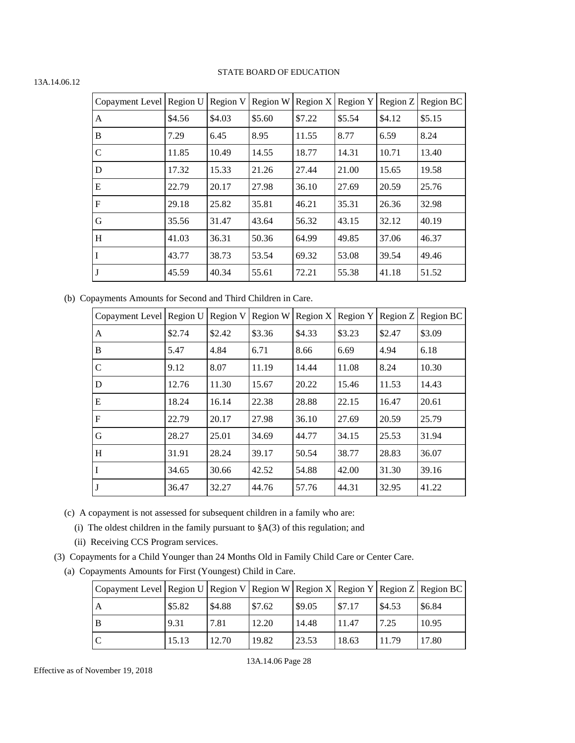| Copayment Level | Region U | Region V | Region W | Region X | Region Y | Region Z | Region BC |
|---|---|---|---|---|---|---|---|
| A | $4.56 | $4.03 | $5.60 | $7.22 | $5.54 | $4.12 | $5.15 |
| B | 7.29 | 6.45 | 8.95 | 11.55 | 8.77 | 6.59 | 8.24 |
| C | 11.85 | 10.49 | 14.55 | 18.77 | 14.31 | 10.71 | 13.40 |
| D | 17.32 | 15.33 | 21.26 | 27.44 | 21.00 | 15.65 | 19.58 |
| E | 22.79 | 20.17 | 27.98 | 36.10 | 27.69 | 20.59 | 25.76 |
| F | 29.18 | 25.82 | 35.81 | 46.21 | 35.31 | 26.36 | 32.98 |
| G | 35.56 | 31.47 | 43.64 | 56.32 | 43.15 | 32.12 | 40.19 |
| H | 41.03 | 36.31 | 50.36 | 64.99 | 49.85 | 37.06 | 46.37 |
| I | 43.77 | 38.73 | 53.54 | 69.32 | 53.08 | 39.54 | 49.46 |
| J | 45.59 | 40.34 | 55.61 | 72.21 | 55.38 | 41.18 | 51.52 |

(b) Copayments Amounts for Second and Third Children in Care.

| Copayment Level | Region U | Region V | Region W | Region X | Region Y | Region Z | Region BC |
|---|---|---|---|---|---|---|---|
| A | $2.74 | $2.42 | $3.36 | $4.33 | $3.23 | $2.47 | $3.09 |
| B | 5.47 | 4.84 | 6.71 | 8.66 | 6.69 | 4.94 | 6.18 |
| C | 9.12 | 8.07 | 11.19 | 14.44 | 11.08 | 8.24 | 10.30 |
| D | 12.76 | 11.30 | 15.67 | 20.22 | 15.46 | 11.53 | 14.43 |
| E | 18.24 | 16.14 | 22.38 | 28.88 | 22.15 | 16.47 | 20.61 |
| F | 22.79 | 20.17 | 27.98 | 36.10 | 27.69 | 20.59 | 25.79 |
| G | 28.27 | 25.01 | 34.69 | 44.77 | 34.15 | 25.53 | 31.94 |
| H | 31.91 | 28.24 | 39.17 | 50.54 | 38.77 | 28.83 | 36.07 |
| I | 34.65 | 30.66 | 42.52 | 54.88 | 42.00 | 31.30 | 39.16 |
| J | 36.47 | 32.27 | 44.76 | 57.76 | 44.31 | 32.95 | 41.22 |

(c) A copayment is not assessed for subsequent children in a family who are:

(i) The oldest children in the family pursuant to §A(3) of this regulation; and

(ii) Receiving CCS Program services.

(3) Copayments for a Child Younger than 24 Months Old in Family Child Care or Center Care.

(a) Copayments Amounts for First (Youngest) Child in Care.

| Copayment Level | Region U | Region V | Region W | Region X | Region Y | Region Z | Region BC |
|---|---|---|---|---|---|---|---|
| A | $5.82 | $4.88 | $7.62 | $9.05 | $7.17 | $4.53 | $6.84 |
| B | 9.31 | 7.81 | 12.20 | 14.48 | 11.47 | 7.25 | 10.95 |
| C | 15.13 | 12.70 | 19.82 | 23.53 | 18.63 | 11.79 | 17.80 |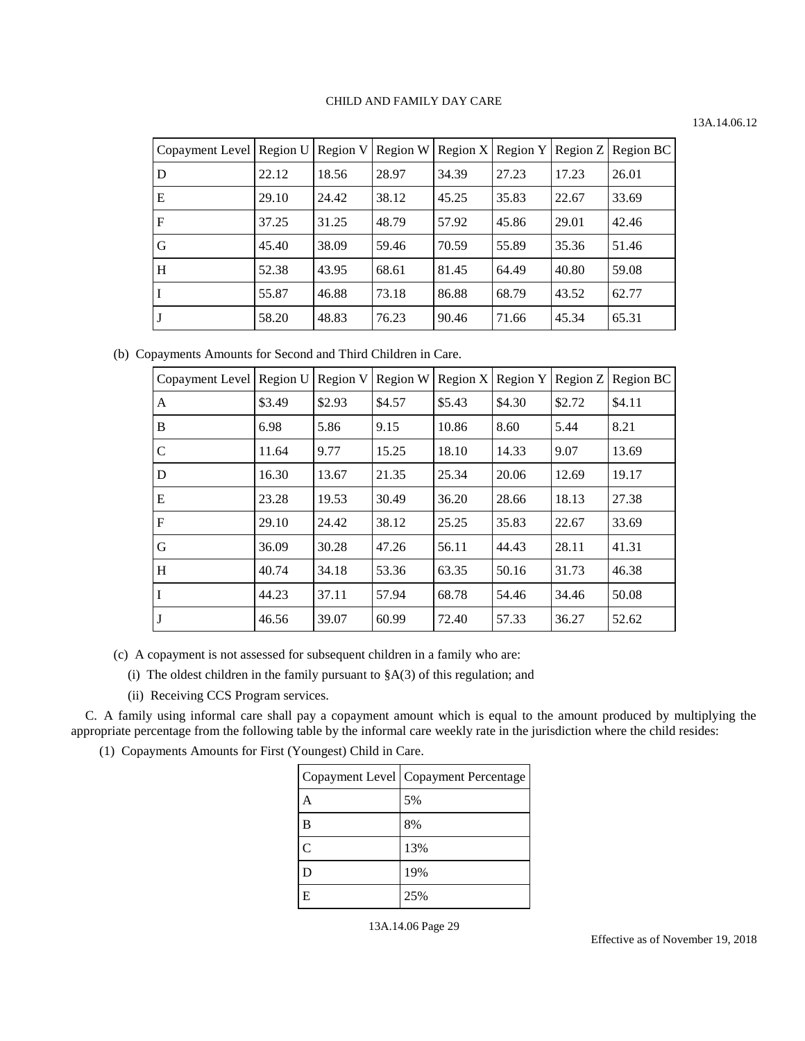| Copayment Level | Region U | Region V | Region W | Region X | Region Y | Region Z | Region BC |
|---|---|---|---|---|---|---|---|
| D | 22.12 | 18.56 | 28.97 | 34.39 | 27.23 | 17.23 | 26.01 |
| E | 29.10 | 24.42 | 38.12 | 45.25 | 35.83 | 22.67 | 33.69 |
| F | 37.25 | 31.25 | 48.79 | 57.92 | 45.86 | 29.01 | 42.46 |
| G | 45.40 | 38.09 | 59.46 | 70.59 | 55.89 | 35.36 | 51.46 |
| H | 52.38 | 43.95 | 68.61 | 81.45 | 64.49 | 40.80 | 59.08 |
| I | 55.87 | 46.88 | 73.18 | 86.88 | 68.79 | 43.52 | 62.77 |
| J | 58.20 | 48.83 | 76.23 | 90.46 | 71.66 | 45.34 | 65.31 |

(b) Copayments Amounts for Second and Third Children in Care.

| Copayment Level | Region U | Region V | Region W | Region X | Region Y | Region Z | Region BC |
|---|---|---|---|---|---|---|---|
| A | $3.49 | $2.93 | $4.57 | $5.43 | $4.30 | $2.72 | $4.11 |
| B | 6.98 | 5.86 | 9.15 | 10.86 | 8.60 | 5.44 | 8.21 |
| C | 11.64 | 9.77 | 15.25 | 18.10 | 14.33 | 9.07 | 13.69 |
| D | 16.30 | 13.67 | 21.35 | 25.34 | 20.06 | 12.69 | 19.17 |
| E | 23.28 | 19.53 | 30.49 | 36.20 | 28.66 | 18.13 | 27.38 |
| F | 29.10 | 24.42 | 38.12 | 25.25 | 35.83 | 22.67 | 33.69 |
| G | 36.09 | 30.28 | 47.26 | 56.11 | 44.43 | 28.11 | 41.31 |
| H | 40.74 | 34.18 | 53.36 | 63.35 | 50.16 | 31.73 | 46.38 |
| I | 44.23 | 37.11 | 57.94 | 68.78 | 54.46 | 34.46 | 50.08 |
| J | 46.56 | 39.07 | 60.99 | 72.40 | 57.33 | 36.27 | 52.62 |

(c) A copayment is not assessed for subsequent children in a family who are:

(i) The oldest children in the family pursuant to §A(3) of this regulation; and

(ii) Receiving CCS Program services.

C. A family using informal care shall pay a copayment amount which is equal to the amount produced by multiplying the appropriate percentage from the following table by the informal care weekly rate in the jurisdiction where the child resides:

(1) Copayments Amounts for First (Youngest) Child in Care.

| Copayment Level | Copayment Percentage |
|---|---|
| A | 5% |
| B | 8% |
| C | 13% |
| D | 19% |
| E | 25% |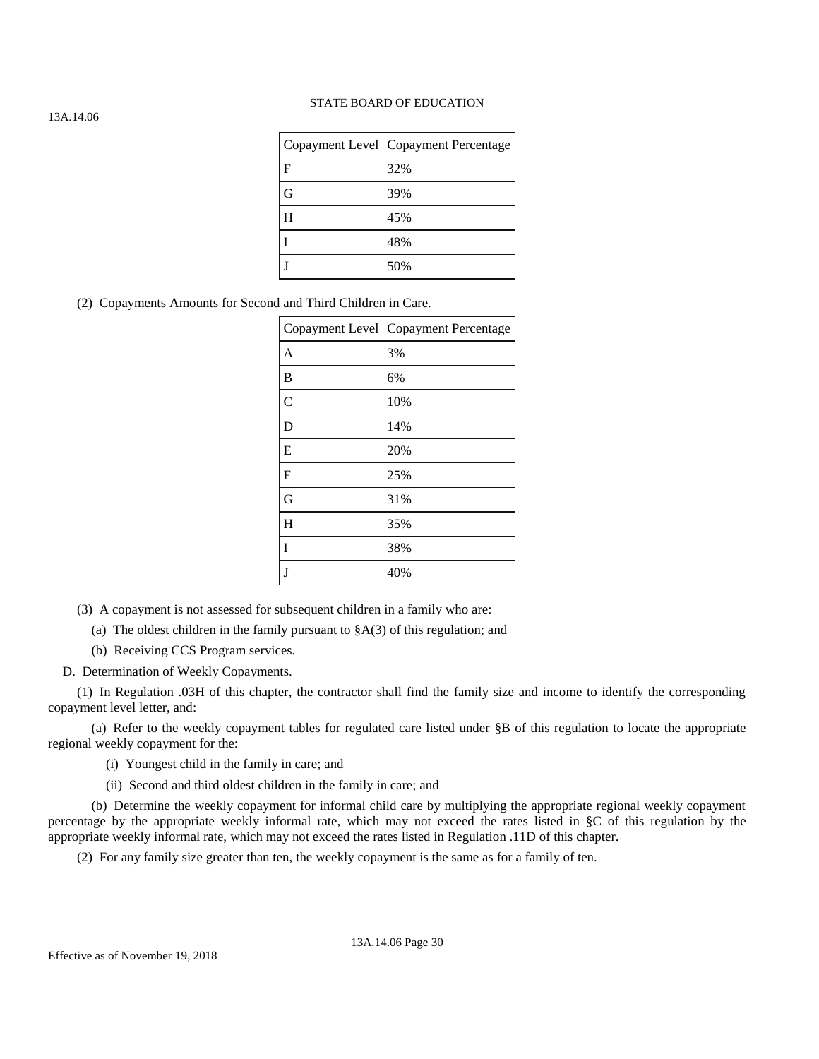| Copayment Level | Copayment Percentage |
| --- | --- |
| F | 32% |
| G | 39% |
| H | 45% |
| I | 48% |
| J | 50% |

(2) Copayments Amounts for Second and Third Children in Care.

| Copayment Level | Copayment Percentage |
| --- | --- |
| A | 3% |
| B | 6% |
| C | 10% |
| D | 14% |
| E | 20% |
| F | 25% |
| G | 31% |
| H | 35% |
| I | 38% |
| J | 40% |

(3) A copayment is not assessed for subsequent children in a family who are:

(a) The oldest children in the family pursuant to §A(3) of this regulation; and

(b) Receiving CCS Program services.

D. Determination of Weekly Copayments.

(1) In Regulation .03H of this chapter, the contractor shall find the family size and income to identify the corresponding copayment level letter, and:

(a) Refer to the weekly copayment tables for regulated care listed under §B of this regulation to locate the appropriate regional weekly copayment for the:

(i) Youngest child in the family in care; and

(ii) Second and third oldest children in the family in care; and

(b) Determine the weekly copayment for informal child care by multiplying the appropriate regional weekly copayment percentage by the appropriate weekly informal rate, which may not exceed the rates listed in §C of this regulation by the appropriate weekly informal rate, which may not exceed the rates listed in Regulation .11D of this chapter.

(2) For any family size greater than ten, the weekly copayment is the same as for a family of ten.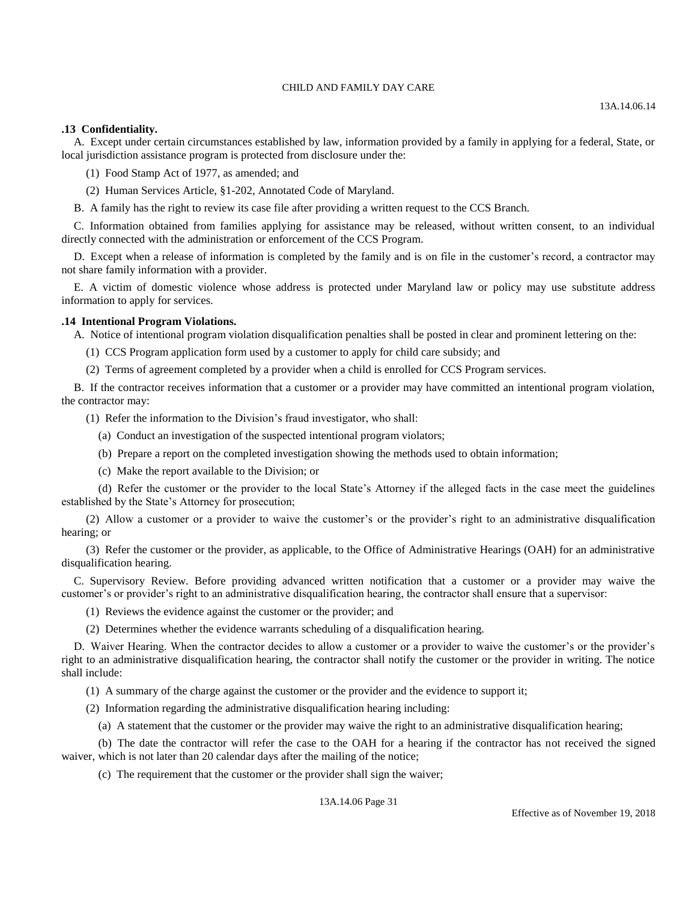### .13 Confidentiality.

A. Except under certain circumstances established by law, information provided by a family in applying for a federal, State, or local jurisdiction assistance program is protected from disclosure under the:

(1) Food Stamp Act of 1977, as amended; and

(2) Human Services Article, §1-202, Annotated Code of Maryland.

B. A family has the right to review its case file after providing a written request to the CCS Branch.

C. Information obtained from families applying for assistance may be released, without written consent, to an individual directly connected with the administration or enforcement of the CCS Program.

D. Except when a release of information is completed by the family and is on file in the customer's record, a contractor may not share family information with a provider.

E. A victim of domestic violence whose address is protected under Maryland law or policy may use substitute address information to apply for services.

### .14 Intentional Program Violations.

A. Notice of intentional program violation disqualification penalties shall be posted in clear and prominent lettering on the:

(1) CCS Program application form used by a customer to apply for child care subsidy; and

(2) Terms of agreement completed by a provider when a child is enrolled for CCS Program services.

B. If the contractor receives information that a customer or a provider may have committed an intentional program violation, the contractor may:

(1) Refer the information to the Division's fraud investigator, who shall:

(a) Conduct an investigation of the suspected intentional program violators;

(b) Prepare a report on the completed investigation showing the methods used to obtain information;

(c) Make the report available to the Division; or

(d) Refer the customer or the provider to the local State's Attorney if the alleged facts in the case meet the guidelines established by the State's Attorney for prosecution;

(2) Allow a customer or a provider to waive the customer's or the provider's right to an administrative disqualification hearing; or

(3) Refer the customer or the provider, as applicable, to the Office of Administrative Hearings (OAH) for an administrative disqualification hearing.

C. Supervisory Review. Before providing advanced written notification that a customer or a provider may waive the customer's or provider's right to an administrative disqualification hearing, the contractor shall ensure that a supervisor:

(1) Reviews the evidence against the customer or the provider; and

(2) Determines whether the evidence warrants scheduling of a disqualification hearing.

D. Waiver Hearing. When the contractor decides to allow a customer or a provider to waive the customer's or the provider's right to an administrative disqualification hearing, the contractor shall notify the customer or the provider in writing. The notice shall include:

(1) A summary of the charge against the customer or the provider and the evidence to support it;

(2) Information regarding the administrative disqualification hearing including:

(a) A statement that the customer or the provider may waive the right to an administrative disqualification hearing;

(b) The date the contractor will refer the case to the OAH for a hearing if the contractor has not received the signed waiver, which is not later than 20 calendar days after the mailing of the notice;

(c) The requirement that the customer or the provider shall sign the waiver;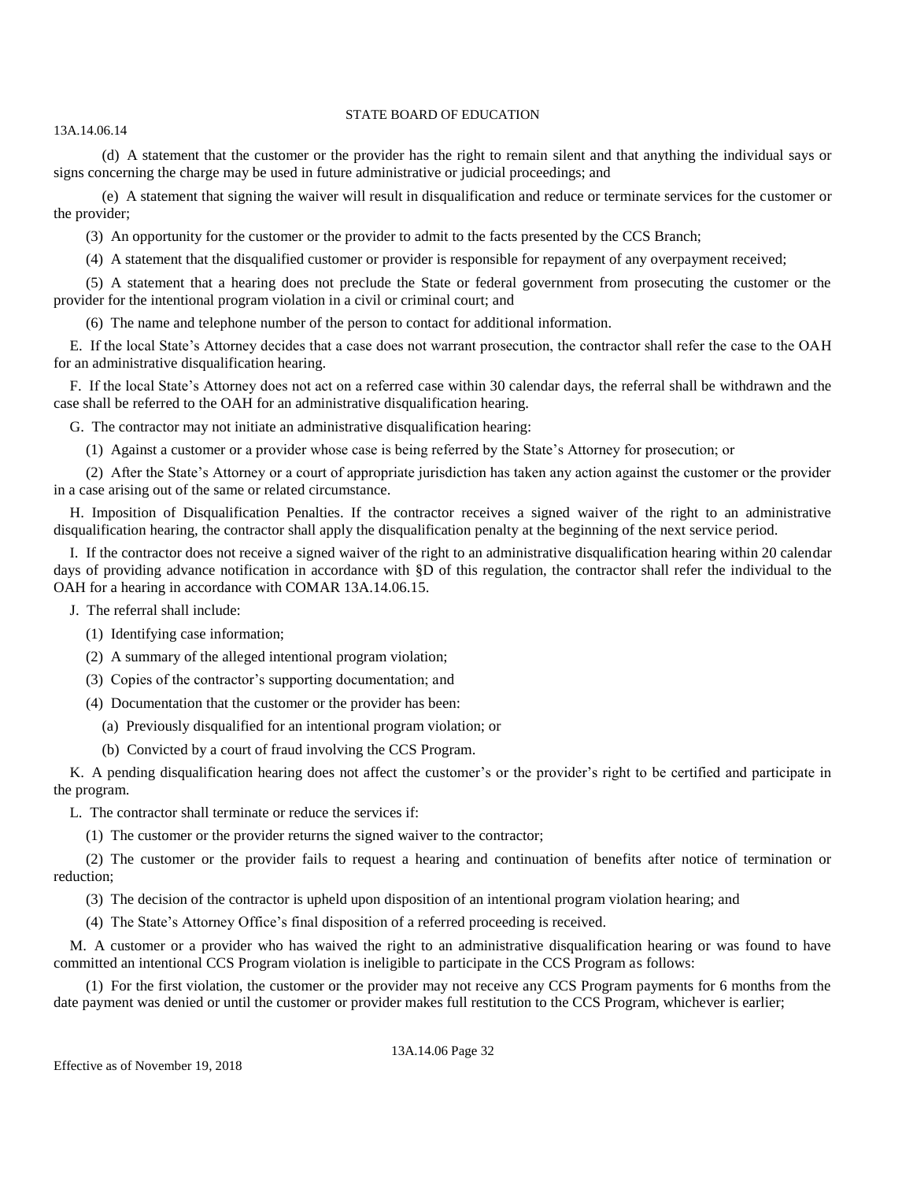(d) A statement that the customer or the provider has the right to remain silent and that anything the individual says or signs concerning the charge may be used in future administrative or judicial proceedings; and

(e) A statement that signing the waiver will result in disqualification and reduce or terminate services for the customer or the provider;

(3) An opportunity for the customer or the provider to admit to the facts presented by the CCS Branch;

(4) A statement that the disqualified customer or provider is responsible for repayment of any overpayment received;

(5) A statement that a hearing does not preclude the State or federal government from prosecuting the customer or the provider for the intentional program violation in a civil or criminal court; and

(6) The name and telephone number of the person to contact for additional information.

E. If the local State's Attorney decides that a case does not warrant prosecution, the contractor shall refer the case to the OAH for an administrative disqualification hearing.

F. If the local State's Attorney does not act on a referred case within 30 calendar days, the referral shall be withdrawn and the case shall be referred to the OAH for an administrative disqualification hearing.

G. The contractor may not initiate an administrative disqualification hearing:

(1) Against a customer or a provider whose case is being referred by the State's Attorney for prosecution; or

(2) After the State's Attorney or a court of appropriate jurisdiction has taken any action against the customer or the provider in a case arising out of the same or related circumstance.

H. Imposition of Disqualification Penalties. If the contractor receives a signed waiver of the right to an administrative disqualification hearing, the contractor shall apply the disqualification penalty at the beginning of the next service period.

I. If the contractor does not receive a signed waiver of the right to an administrative disqualification hearing within 20 calendar days of providing advance notification in accordance with §D of this regulation, the contractor shall refer the individual to the OAH for a hearing in accordance with COMAR 13A.14.06.15.

J. The referral shall include:

(1) Identifying case information;

(2) A summary of the alleged intentional program violation;

(3) Copies of the contractor's supporting documentation; and

(4) Documentation that the customer or the provider has been:

(a) Previously disqualified for an intentional program violation; or

(b) Convicted by a court of fraud involving the CCS Program.

K. A pending disqualification hearing does not affect the customer's or the provider's right to be certified and participate in the program.

L. The contractor shall terminate or reduce the services if:

(1) The customer or the provider returns the signed waiver to the contractor;

(2) The customer or the provider fails to request a hearing and continuation of benefits after notice of termination or reduction;

(3) The decision of the contractor is upheld upon disposition of an intentional program violation hearing; and

(4) The State's Attorney Office's final disposition of a referred proceeding is received.

M. A customer or a provider who has waived the right to an administrative disqualification hearing or was found to have committed an intentional CCS Program violation is ineligible to participate in the CCS Program as follows:

(1) For the first violation, the customer or the provider may not receive any CCS Program payments for 6 months from the date payment was denied or until the customer or provider makes full restitution to the CCS Program, whichever is earlier;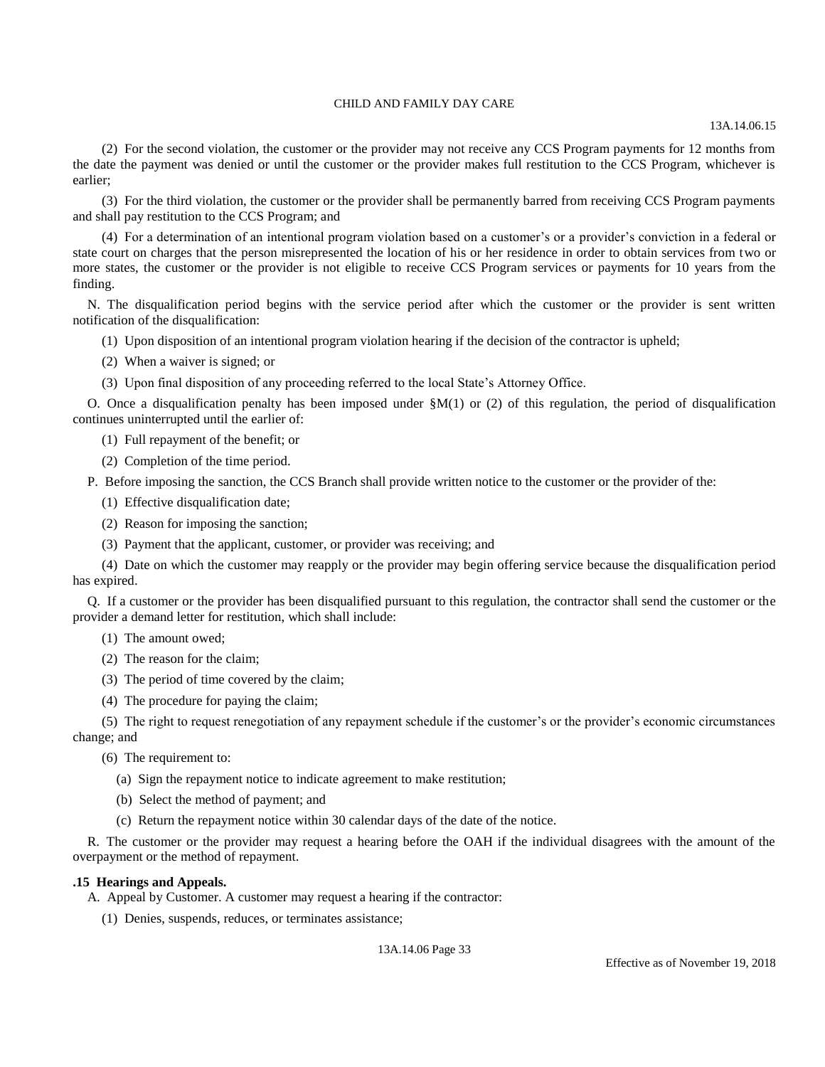(2) For the second violation, the customer or the provider may not receive any CCS Program payments for 12 months from the date the payment was denied or until the customer or the provider makes full restitution to the CCS Program, whichever is earlier;

(3) For the third violation, the customer or the provider shall be permanently barred from receiving CCS Program payments and shall pay restitution to the CCS Program; and

(4) For a determination of an intentional program violation based on a customer's or a provider's conviction in a federal or state court on charges that the person misrepresented the location of his or her residence in order to obtain services from two or more states, the customer or the provider is not eligible to receive CCS Program services or payments for 10 years from the finding.

N. The disqualification period begins with the service period after which the customer or the provider is sent written notification of the disqualification:

(1) Upon disposition of an intentional program violation hearing if the decision of the contractor is upheld;

(2) When a waiver is signed; or

(3) Upon final disposition of any proceeding referred to the local State's Attorney Office.

O. Once a disqualification penalty has been imposed under §M(1) or (2) of this regulation, the period of disqualification continues uninterrupted until the earlier of:

(1) Full repayment of the benefit; or

(2) Completion of the time period.

P. Before imposing the sanction, the CCS Branch shall provide written notice to the customer or the provider of the:

(1) Effective disqualification date;

(2) Reason for imposing the sanction;

(3) Payment that the applicant, customer, or provider was receiving; and

(4) Date on which the customer may reapply or the provider may begin offering service because the disqualification period has expired.

Q. If a customer or the provider has been disqualified pursuant to this regulation, the contractor shall send the customer or the provider a demand letter for restitution, which shall include:

(1) The amount owed;

(2) The reason for the claim;

(3) The period of time covered by the claim;

(4) The procedure for paying the claim;

(5) The right to request renegotiation of any repayment schedule if the customer's or the provider's economic circumstances change; and

(6) The requirement to:

(a) Sign the repayment notice to indicate agreement to make restitution;

(b) Select the method of payment; and

(c) Return the repayment notice within 30 calendar days of the date of the notice.

R. The customer or the provider may request a hearing before the OAH if the individual disagrees with the amount of the overpayment or the method of repayment.

### .15 Hearings and Appeals.

A. Appeal by Customer. A customer may request a hearing if the contractor:

(1) Denies, suspends, reduces, or terminates assistance;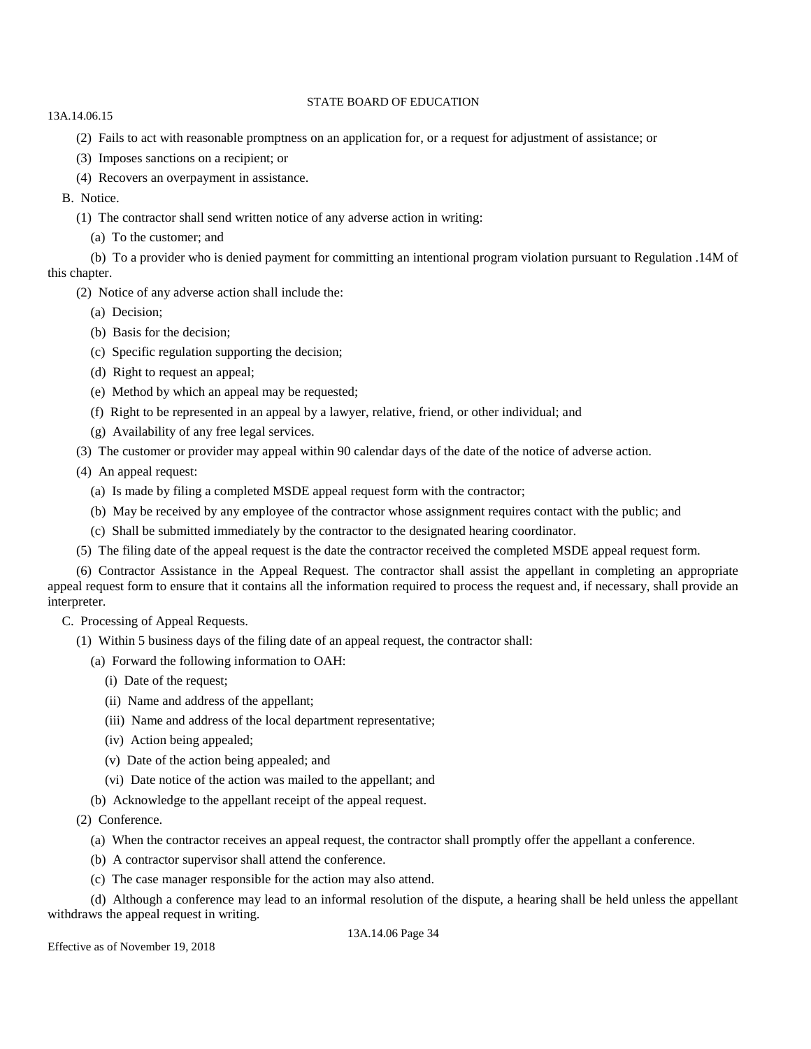(2) Fails to act with reasonable promptness on an application for, or a request for adjustment of assistance; or

(3) Imposes sanctions on a recipient; or

(4) Recovers an overpayment in assistance.

B. Notice.

(1) The contractor shall send written notice of any adverse action in writing:

(a) To the customer; and

(b) To a provider who is denied payment for committing an intentional program violation pursuant to Regulation .14M of this chapter.

(2) Notice of any adverse action shall include the:

(a) Decision;

(b) Basis for the decision;

(c) Specific regulation supporting the decision;

(d) Right to request an appeal;

(e) Method by which an appeal may be requested;

(f) Right to be represented in an appeal by a lawyer, relative, friend, or other individual; and

(g) Availability of any free legal services.

(3) The customer or provider may appeal within 90 calendar days of the date of the notice of adverse action.

(4) An appeal request:

(a) Is made by filing a completed MSDE appeal request form with the contractor;

(b) May be received by any employee of the contractor whose assignment requires contact with the public; and

(c) Shall be submitted immediately by the contractor to the designated hearing coordinator.

(5) The filing date of the appeal request is the date the contractor received the completed MSDE appeal request form.

(6) Contractor Assistance in the Appeal Request. The contractor shall assist the appellant in completing an appropriate appeal request form to ensure that it contains all the information required to process the request and, if necessary, shall provide an interpreter.

C. Processing of Appeal Requests.

(1) Within 5 business days of the filing date of an appeal request, the contractor shall:

(a) Forward the following information to OAH:

(i) Date of the request;

(ii) Name and address of the appellant;

(iii) Name and address of the local department representative;

(iv) Action being appealed;

(v) Date of the action being appealed; and

(vi) Date notice of the action was mailed to the appellant; and

(b) Acknowledge to the appellant receipt of the appeal request.

(2) Conference.

(a) When the contractor receives an appeal request, the contractor shall promptly offer the appellant a conference.

(b) A contractor supervisor shall attend the conference.

(c) The case manager responsible for the action may also attend.

(d) Although a conference may lead to an informal resolution of the dispute, a hearing shall be held unless the appellant withdraws the appeal request in writing.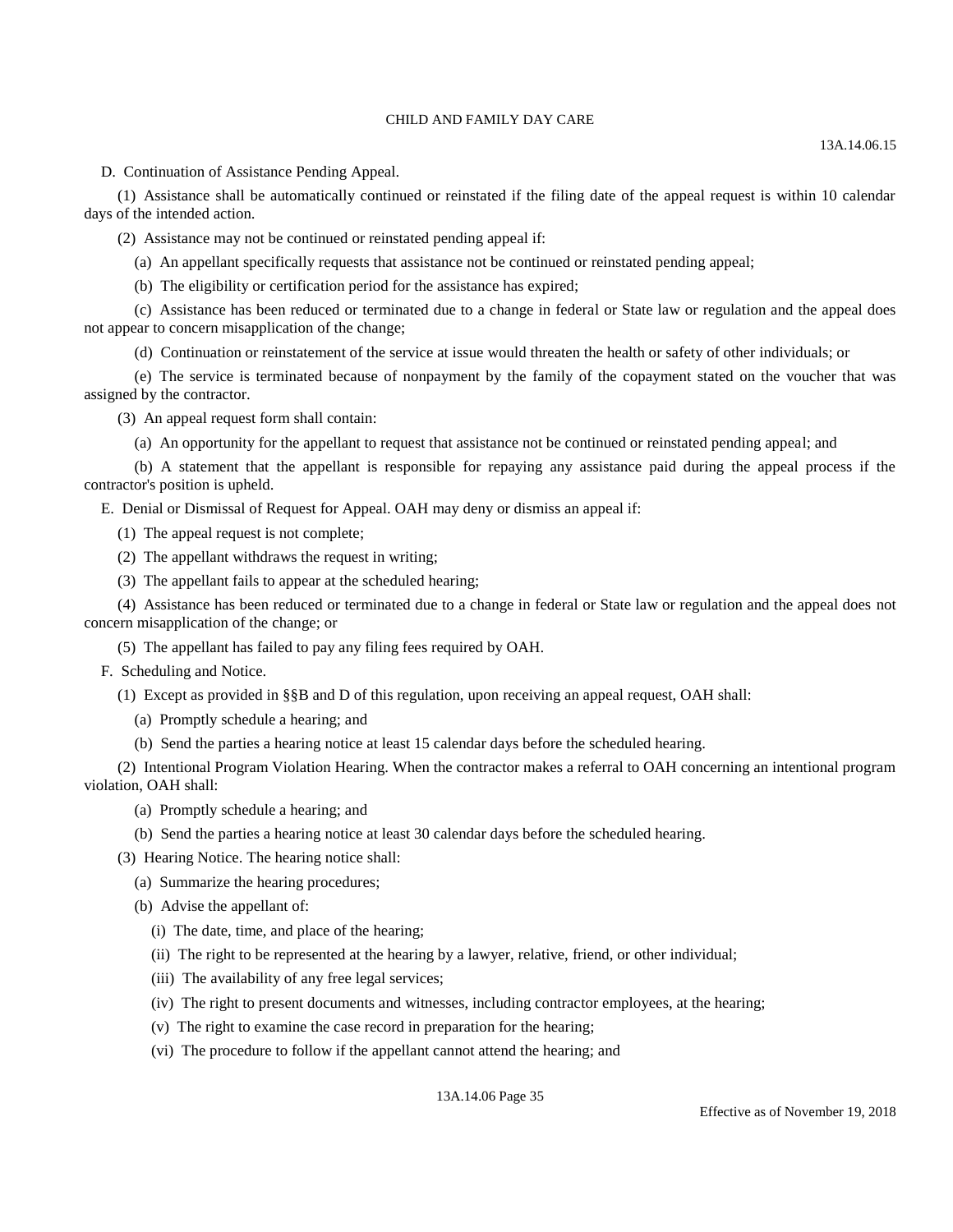D. Continuation of Assistance Pending Appeal.

(1) Assistance shall be automatically continued or reinstated if the filing date of the appeal request is within 10 calendar days of the intended action.

(2) Assistance may not be continued or reinstated pending appeal if:

(a) An appellant specifically requests that assistance not be continued or reinstated pending appeal;

(b) The eligibility or certification period for the assistance has expired;

(c) Assistance has been reduced or terminated due to a change in federal or State law or regulation and the appeal does not appear to concern misapplication of the change;

(d) Continuation or reinstatement of the service at issue would threaten the health or safety of other individuals; or

(e) The service is terminated because of nonpayment by the family of the copayment stated on the voucher that was assigned by the contractor.

(3) An appeal request form shall contain:

(a) An opportunity for the appellant to request that assistance not be continued or reinstated pending appeal; and

(b) A statement that the appellant is responsible for repaying any assistance paid during the appeal process if the contractor's position is upheld.

E. Denial or Dismissal of Request for Appeal. OAH may deny or dismiss an appeal if:

(1) The appeal request is not complete;

(2) The appellant withdraws the request in writing;

(3) The appellant fails to appear at the scheduled hearing;

(4) Assistance has been reduced or terminated due to a change in federal or State law or regulation and the appeal does not concern misapplication of the change; or

(5) The appellant has failed to pay any filing fees required by OAH.

F. Scheduling and Notice.

(1) Except as provided in §§B and D of this regulation, upon receiving an appeal request, OAH shall:

(a) Promptly schedule a hearing; and

(b) Send the parties a hearing notice at least 15 calendar days before the scheduled hearing.

(2) Intentional Program Violation Hearing. When the contractor makes a referral to OAH concerning an intentional program violation, OAH shall:

(a) Promptly schedule a hearing; and

(b) Send the parties a hearing notice at least 30 calendar days before the scheduled hearing.

(3) Hearing Notice. The hearing notice shall:

(a) Summarize the hearing procedures;

(b) Advise the appellant of:

(i) The date, time, and place of the hearing;

(ii) The right to be represented at the hearing by a lawyer, relative, friend, or other individual;

(iii) The availability of any free legal services;

(iv) The right to present documents and witnesses, including contractor employees, at the hearing;

(v) The right to examine the case record in preparation for the hearing;

(vi) The procedure to follow if the appellant cannot attend the hearing; and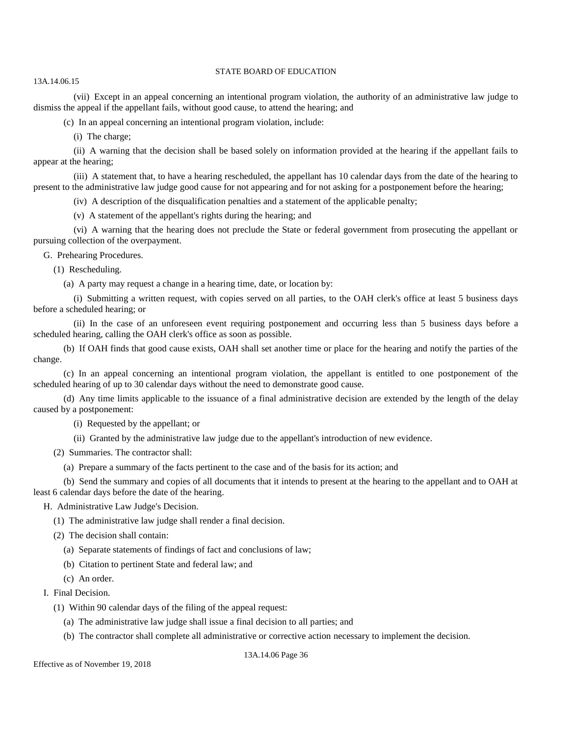(vii) Except in an appeal concerning an intentional program violation, the authority of an administrative law judge to dismiss the appeal if the appellant fails, without good cause, to attend the hearing; and

(c) In an appeal concerning an intentional program violation, include:

(i) The charge;

(ii) A warning that the decision shall be based solely on information provided at the hearing if the appellant fails to appear at the hearing;

(iii) A statement that, to have a hearing rescheduled, the appellant has 10 calendar days from the date of the hearing to present to the administrative law judge good cause for not appearing and for not asking for a postponement before the hearing;

(iv) A description of the disqualification penalties and a statement of the applicable penalty;

(v) A statement of the appellant's rights during the hearing; and

(vi) A warning that the hearing does not preclude the State or federal government from prosecuting the appellant or pursuing collection of the overpayment.

G. Prehearing Procedures.

(1) Rescheduling.

(a) A party may request a change in a hearing time, date, or location by:

(i) Submitting a written request, with copies served on all parties, to the OAH clerk's office at least 5 business days before a scheduled hearing; or

(ii) In the case of an unforeseen event requiring postponement and occurring less than 5 business days before a scheduled hearing, calling the OAH clerk's office as soon as possible.

(b) If OAH finds that good cause exists, OAH shall set another time or place for the hearing and notify the parties of the change.

(c) In an appeal concerning an intentional program violation, the appellant is entitled to one postponement of the scheduled hearing of up to 30 calendar days without the need to demonstrate good cause.

(d) Any time limits applicable to the issuance of a final administrative decision are extended by the length of the delay caused by a postponement:

(i) Requested by the appellant; or

(ii) Granted by the administrative law judge due to the appellant's introduction of new evidence.

(2) Summaries. The contractor shall:

(a) Prepare a summary of the facts pertinent to the case and of the basis for its action; and

(b) Send the summary and copies of all documents that it intends to present at the hearing to the appellant and to OAH at least 6 calendar days before the date of the hearing.

H. Administrative Law Judge's Decision.

(1) The administrative law judge shall render a final decision.

(2) The decision shall contain:

(a) Separate statements of findings of fact and conclusions of law;

(b) Citation to pertinent State and federal law; and

(c) An order.

I. Final Decision.

(1) Within 90 calendar days of the filing of the appeal request:

(a) The administrative law judge shall issue a final decision to all parties; and

(b) The contractor shall complete all administrative or corrective action necessary to implement the decision.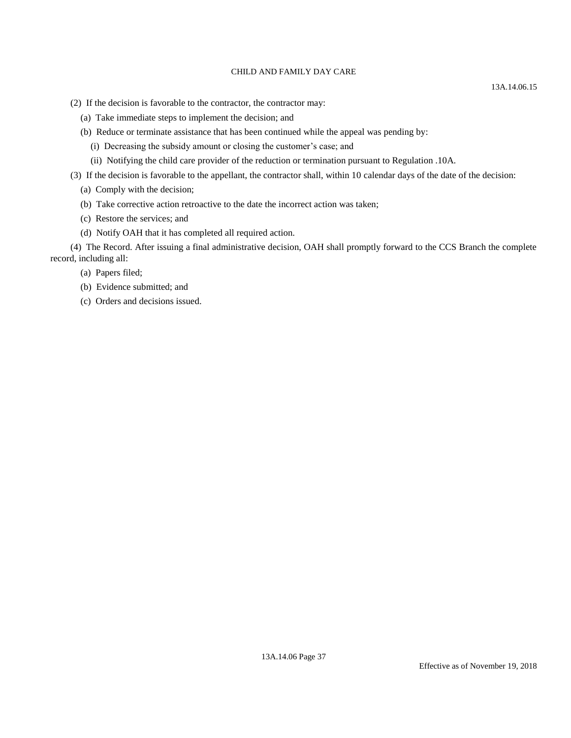(2) If the decision is favorable to the contractor, the contractor may:

(a) Take immediate steps to implement the decision; and

(b) Reduce or terminate assistance that has been continued while the appeal was pending by:

(i) Decreasing the subsidy amount or closing the customer's case; and

(ii) Notifying the child care provider of the reduction or termination pursuant to Regulation .10A.

(3) If the decision is favorable to the appellant, the contractor shall, within 10 calendar days of the date of the decision:

(a) Comply with the decision;

(b) Take corrective action retroactive to the date the incorrect action was taken;

(c) Restore the services; and

(d) Notify OAH that it has completed all required action.

(4) The Record. After issuing a final administrative decision, OAH shall promptly forward to the CCS Branch the complete record, including all:

(a) Papers filed;

(b) Evidence submitted; and

(c) Orders and decisions issued.